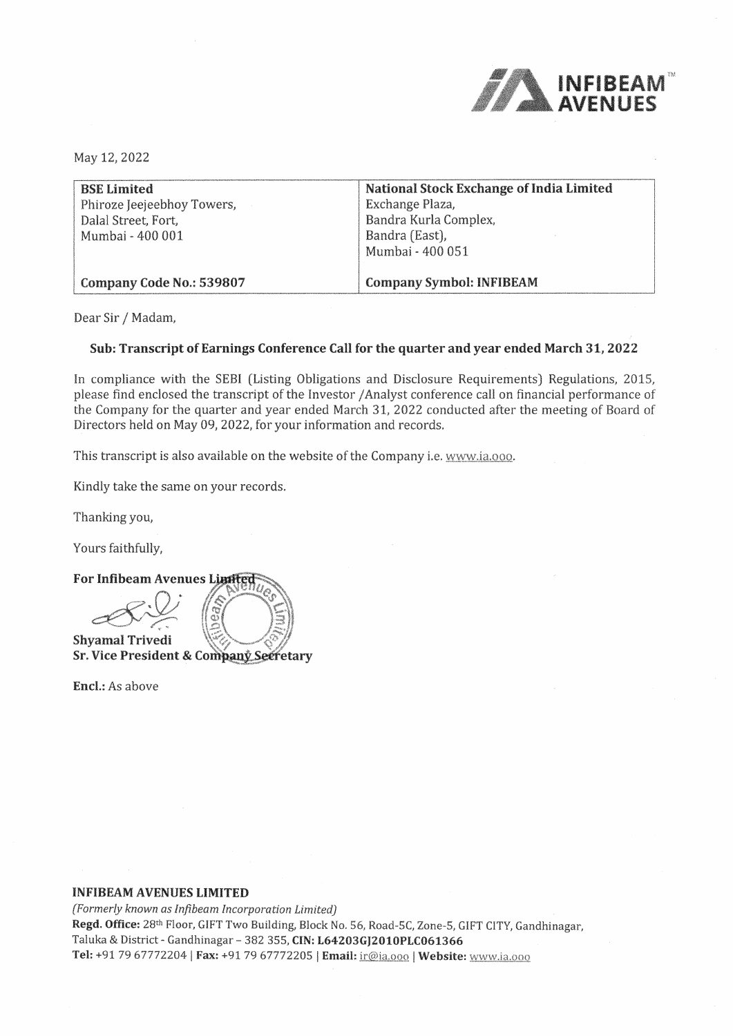May 12, 2022

| BSE Limited<br>Phiroze Jeejeebhoy Towers,<br>Dalal Street, Fort,<br>Mumbai - 400 001 | National Stock Exchange of India Limited<br>Exchange Plaza,<br>Bandra Kurla Complex,<br>Bandra (East),<br>Mumbai - 400 051 |
|---|---|
| **Company Code No.: 539807** | **Company Symbol: INFIBEAM** |

Dear Sir / Madam,

**Sub: Transcript of Earnings Conference Call for the quarter and year ended March 31, 2022**

In compliance with the SEBI (Listing Obligations and Disclosure Requirements) Regulations, 2015, please find enclosed the transcript of the Investor /Analyst conference call on financial performance of the Company for the quarter and year ended March 31, 2022 conducted after the meeting of Board of Directors held on May 09, 2022, for your information and records.

This transcript is also available on the website of the Company i.e. www.ia.ooo.

Kindly take the same on your records.

Thanking you,

Yours faithfully,

**For Infibeam Avenues Limited**

**Shyamal Trivedi**
**Sr. Vice President & Company Secretary**

**Encl.:** As above

**INFIBEAM AVENUES LIMITED**
*(Formerly known as Infibeam Incorporation Limited)*
**Regd. Office:** 28th Floor, GIFT Two Building, Block No. 56, Road-5C, Zone-5, GIFT CITY, Gandhinagar, Taluka & District - Gandhinagar – 382 355, **CIN: L64203GJ2010PLC061366**
**Tel:** +91 79 67772204 | **Fax:** +91 79 67772205 | **Email:** ir@ia.ooo | **Website:** www.ia.ooo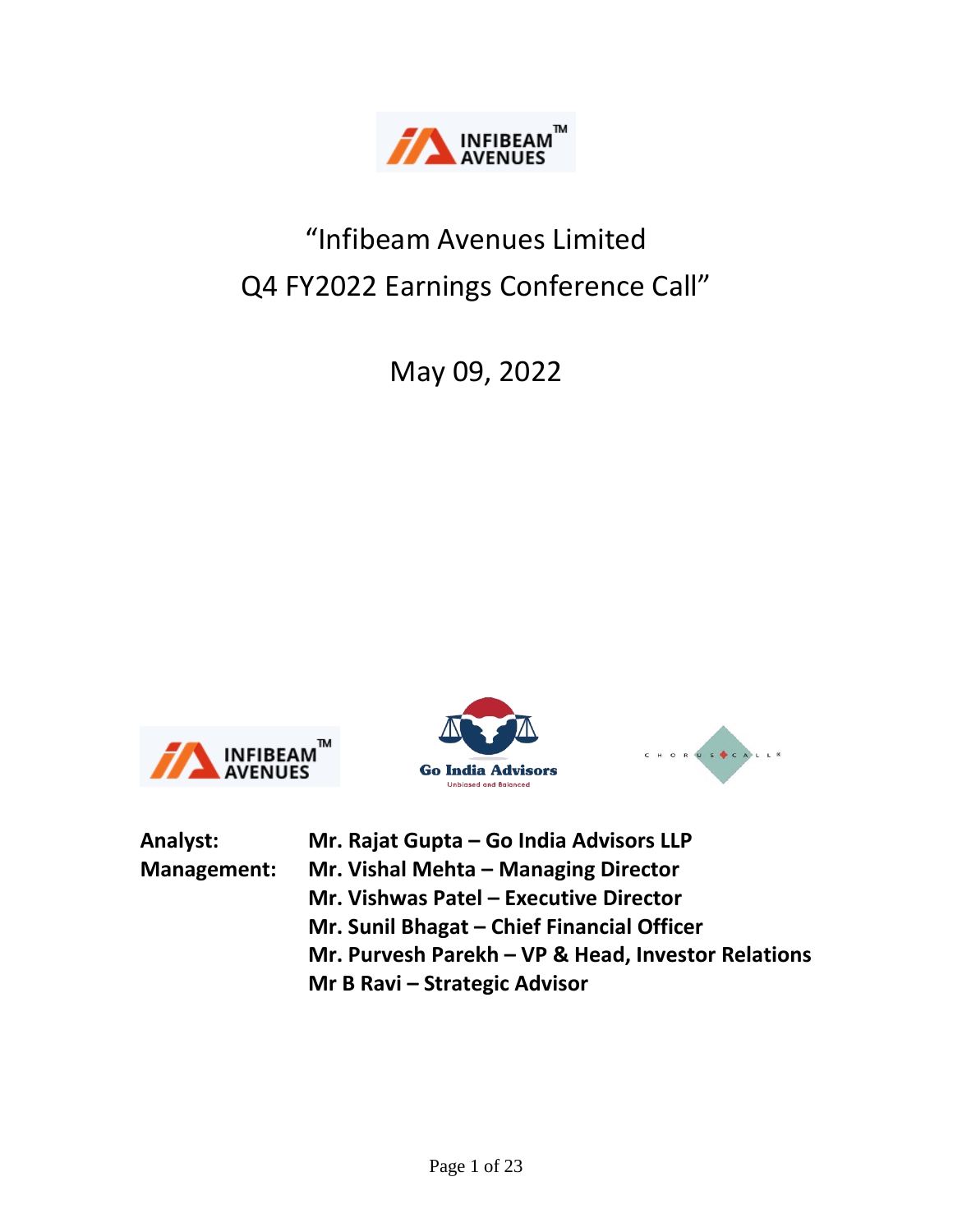# "Infibeam Avenues Limited
# Q4 FY2022 Earnings Conference Call"

May 09, 2022

**Analyst:** **Mr. Rajat Gupta – Go India Advisors LLP**

**Management:** **Mr. Vishal Mehta – Managing Director**
**Mr. Vishwas Patel – Executive Director**
**Mr. Sunil Bhagat – Chief Financial Officer**
**Mr. Purvesh Parekh – VP & Head, Investor Relations**
**Mr B Ravi – Strategic Advisor**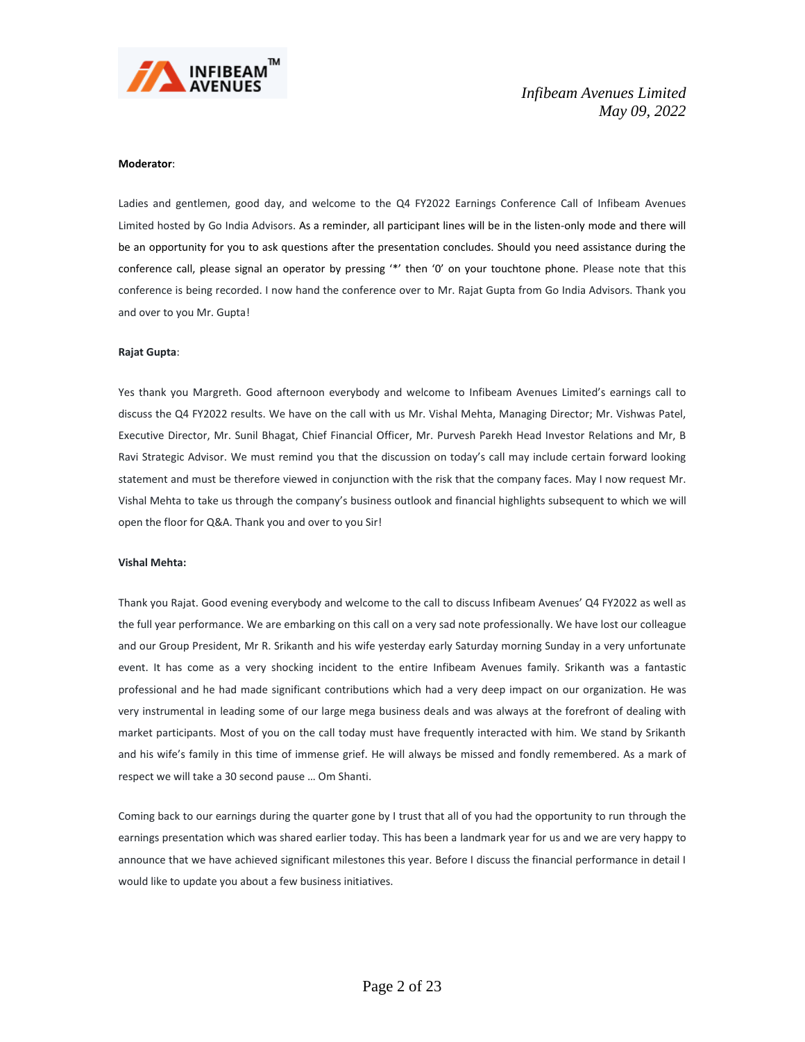**Moderator**:

Ladies and gentlemen, good day, and welcome to the Q4 FY2022 Earnings Conference Call of Infibeam Avenues Limited hosted by Go India Advisors. As a reminder, all participant lines will be in the listen-only mode and there will be an opportunity for you to ask questions after the presentation concludes. Should you need assistance during the conference call, please signal an operator by pressing '*' then '0' on your touchtone phone. Please note that this conference is being recorded. I now hand the conference over to Mr. Rajat Gupta from Go India Advisors. Thank you and over to you Mr. Gupta!

**Rajat Gupta**:

Yes thank you Margreth. Good afternoon everybody and welcome to Infibeam Avenues Limited's earnings call to discuss the Q4 FY2022 results. We have on the call with us Mr. Vishal Mehta, Managing Director; Mr. Vishwas Patel, Executive Director, Mr. Sunil Bhagat, Chief Financial Officer, Mr. Purvesh Parekh Head Investor Relations and Mr, B Ravi Strategic Advisor. We must remind you that the discussion on today's call may include certain forward looking statement and must be therefore viewed in conjunction with the risk that the company faces. May I now request Mr. Vishal Mehta to take us through the company's business outlook and financial highlights subsequent to which we will open the floor for Q&A. Thank you and over to you Sir!

**Vishal Mehta:**

Thank you Rajat. Good evening everybody and welcome to the call to discuss Infibeam Avenues' Q4 FY2022 as well as the full year performance. We are embarking on this call on a very sad note professionally. We have lost our colleague and our Group President, Mr R. Srikanth and his wife yesterday early Saturday morning Sunday in a very unfortunate event. It has come as a very shocking incident to the entire Infibeam Avenues family. Srikanth was a fantastic professional and he had made significant contributions which had a very deep impact on our organization. He was very instrumental in leading some of our large mega business deals and was always at the forefront of dealing with market participants. Most of you on the call today must have frequently interacted with him. We stand by Srikanth and his wife's family in this time of immense grief. He will always be missed and fondly remembered. As a mark of respect we will take a 30 second pause … Om Shanti.

Coming back to our earnings during the quarter gone by I trust that all of you had the opportunity to run through the earnings presentation which was shared earlier today. This has been a landmark year for us and we are very happy to announce that we have achieved significant milestones this year. Before I discuss the financial performance in detail I would like to update you about a few business initiatives.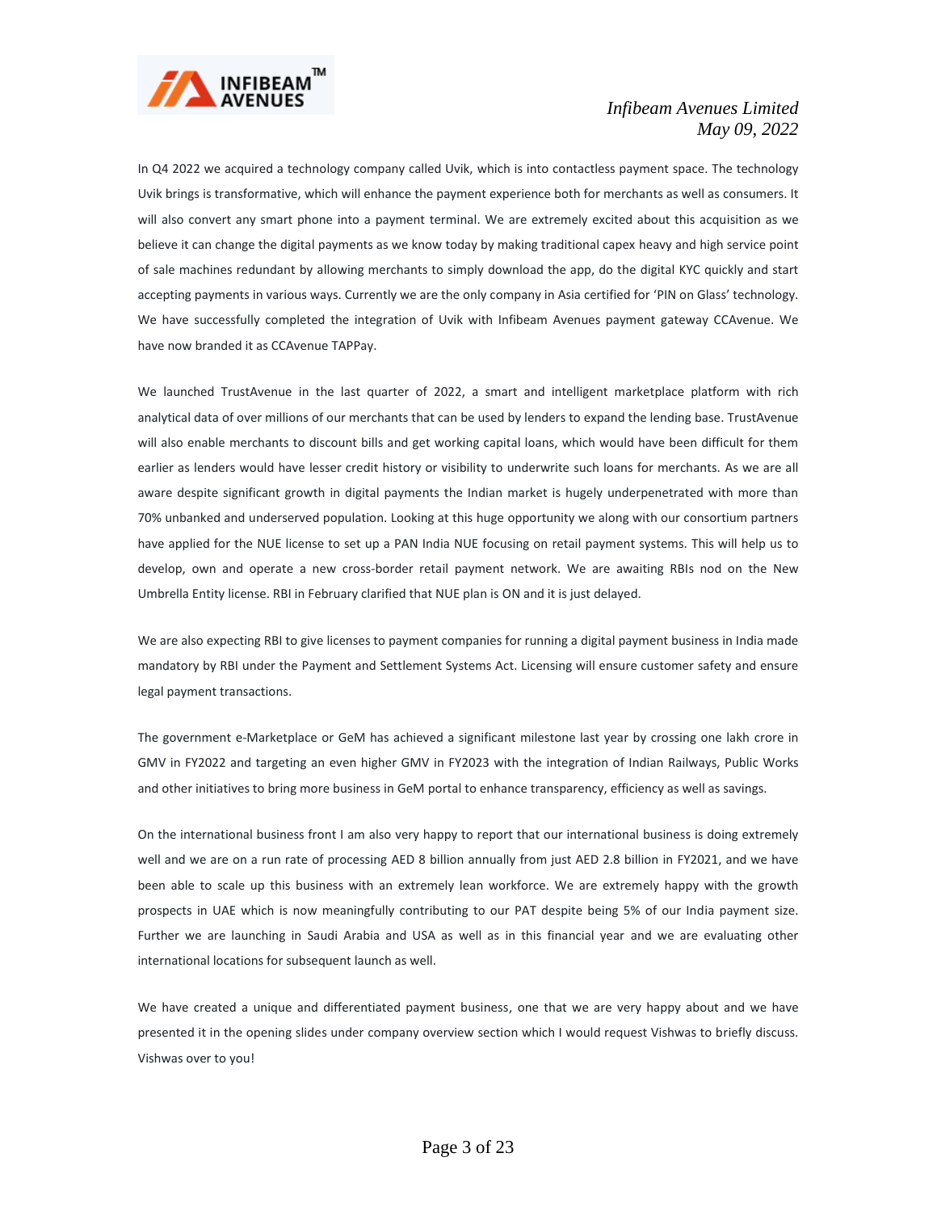In Q4 2022 we acquired a technology company called Uvik, which is into contactless payment space. The technology Uvik brings is transformative, which will enhance the payment experience both for merchants as well as consumers. It will also convert any smart phone into a payment terminal. We are extremely excited about this acquisition as we believe it can change the digital payments as we know today by making traditional capex heavy and high service point of sale machines redundant by allowing merchants to simply download the app, do the digital KYC quickly and start accepting payments in various ways. Currently we are the only company in Asia certified for 'PIN on Glass' technology. We have successfully completed the integration of Uvik with Infibeam Avenues payment gateway CCAvenue. We have now branded it as CCAvenue TAPPay.

We launched TrustAvenue in the last quarter of 2022, a smart and intelligent marketplace platform with rich analytical data of over millions of our merchants that can be used by lenders to expand the lending base. TrustAvenue will also enable merchants to discount bills and get working capital loans, which would have been difficult for them earlier as lenders would have lesser credit history or visibility to underwrite such loans for merchants. As we are all aware despite significant growth in digital payments the Indian market is hugely underpenetrated with more than 70% unbanked and underserved population. Looking at this huge opportunity we along with our consortium partners have applied for the NUE license to set up a PAN India NUE focusing on retail payment systems. This will help us to develop, own and operate a new cross-border retail payment network. We are awaiting RBIs nod on the New Umbrella Entity license. RBI in February clarified that NUE plan is ON and it is just delayed.

We are also expecting RBI to give licenses to payment companies for running a digital payment business in India made mandatory by RBI under the Payment and Settlement Systems Act. Licensing will ensure customer safety and ensure legal payment transactions.

The government e-Marketplace or GeM has achieved a significant milestone last year by crossing one lakh crore in GMV in FY2022 and targeting an even higher GMV in FY2023 with the integration of Indian Railways, Public Works and other initiatives to bring more business in GeM portal to enhance transparency, efficiency as well as savings.

On the international business front I am also very happy to report that our international business is doing extremely well and we are on a run rate of processing AED 8 billion annually from just AED 2.8 billion in FY2021, and we have been able to scale up this business with an extremely lean workforce. We are extremely happy with the growth prospects in UAE which is now meaningfully contributing to our PAT despite being 5% of our India payment size. Further we are launching in Saudi Arabia and USA as well as in this financial year and we are evaluating other international locations for subsequent launch as well.

We have created a unique and differentiated payment business, one that we are very happy about and we have presented it in the opening slides under company overview section which I would request Vishwas to briefly discuss. Vishwas over to you!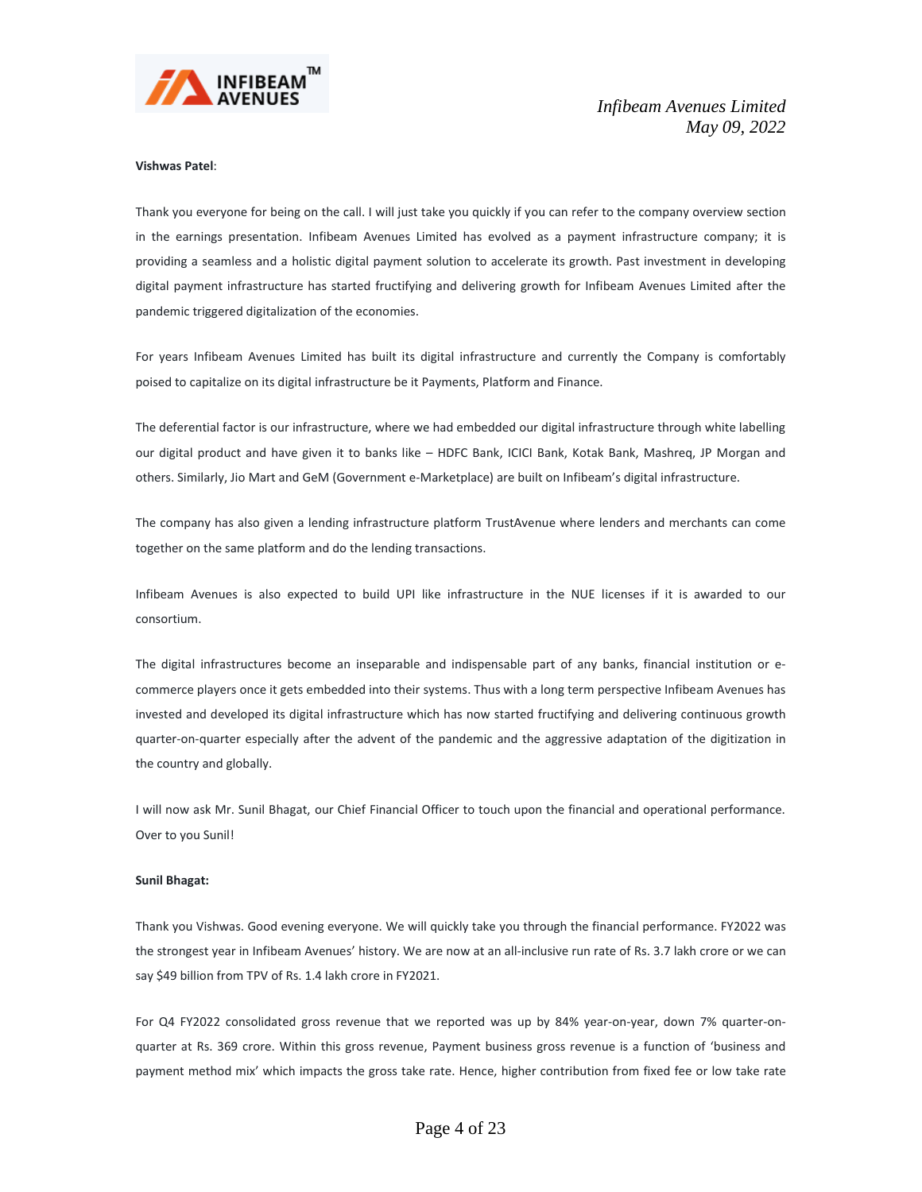**Vishwas Patel**:

Thank you everyone for being on the call. I will just take you quickly if you can refer to the company overview section in the earnings presentation. Infibeam Avenues Limited has evolved as a payment infrastructure company; it is providing a seamless and a holistic digital payment solution to accelerate its growth. Past investment in developing digital payment infrastructure has started fructifying and delivering growth for Infibeam Avenues Limited after the pandemic triggered digitalization of the economies.

For years Infibeam Avenues Limited has built its digital infrastructure and currently the Company is comfortably poised to capitalize on its digital infrastructure be it Payments, Platform and Finance.

The deferential factor is our infrastructure, where we had embedded our digital infrastructure through white labelling our digital product and have given it to banks like – HDFC Bank, ICICI Bank, Kotak Bank, Mashreq, JP Morgan and others. Similarly, Jio Mart and GeM (Government e-Marketplace) are built on Infibeam's digital infrastructure.

The company has also given a lending infrastructure platform TrustAvenue where lenders and merchants can come together on the same platform and do the lending transactions.

Infibeam Avenues is also expected to build UPI like infrastructure in the NUE licenses if it is awarded to our consortium.

The digital infrastructures become an inseparable and indispensable part of any banks, financial institution or e-commerce players once it gets embedded into their systems. Thus with a long term perspective Infibeam Avenues has invested and developed its digital infrastructure which has now started fructifying and delivering continuous growth quarter-on-quarter especially after the advent of the pandemic and the aggressive adaptation of the digitization in the country and globally.

I will now ask Mr. Sunil Bhagat, our Chief Financial Officer to touch upon the financial and operational performance. Over to you Sunil!

**Sunil Bhagat:**

Thank you Vishwas. Good evening everyone. We will quickly take you through the financial performance. FY2022 was the strongest year in Infibeam Avenues' history. We are now at an all-inclusive run rate of Rs. 3.7 lakh crore or we can say $49 billion from TPV of Rs. 1.4 lakh crore in FY2021.

For Q4 FY2022 consolidated gross revenue that we reported was up by 84% year-on-year, down 7% quarter-on-quarter at Rs. 369 crore. Within this gross revenue, Payment business gross revenue is a function of 'business and payment method mix' which impacts the gross take rate. Hence, higher contribution from fixed fee or low take rate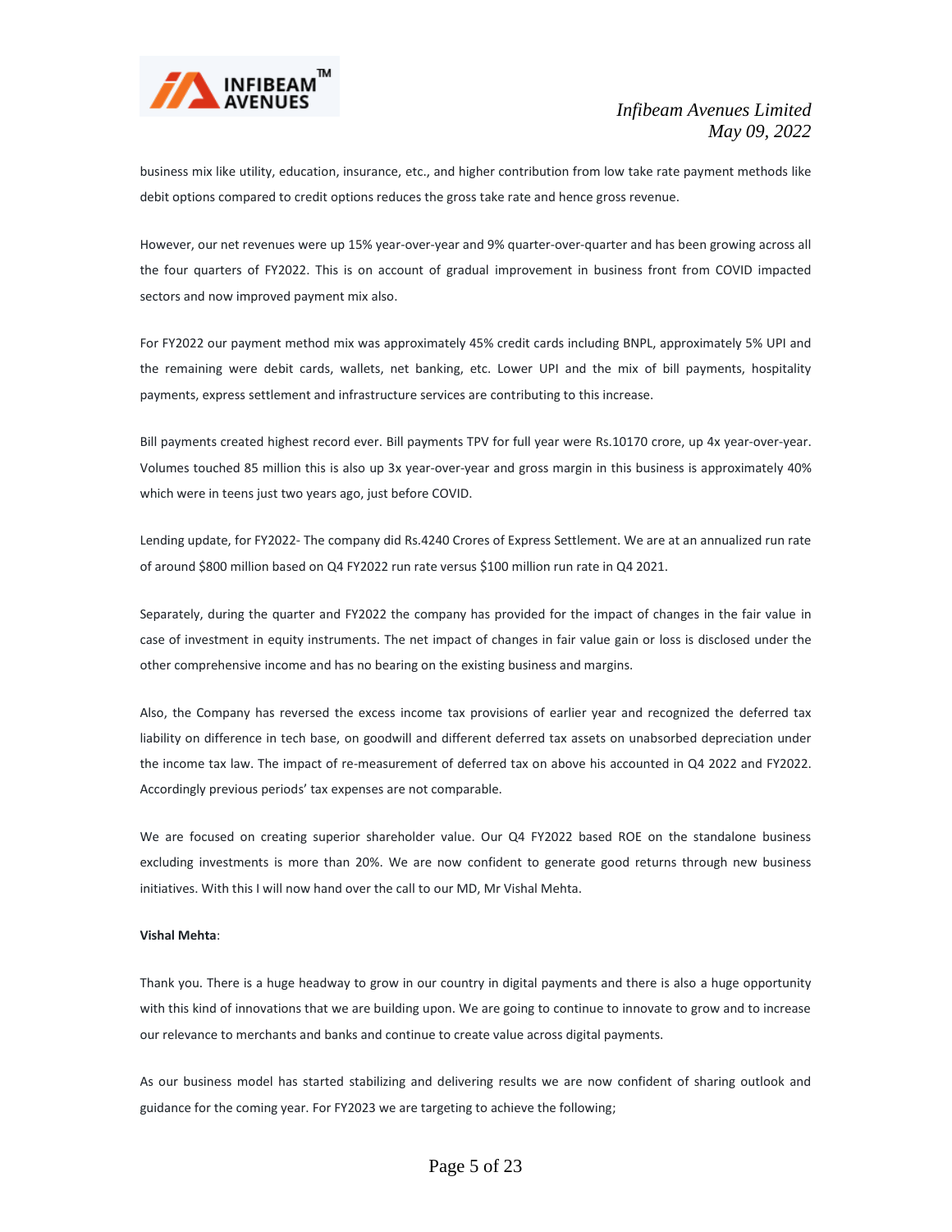business mix like utility, education, insurance, etc., and higher contribution from low take rate payment methods like debit options compared to credit options reduces the gross take rate and hence gross revenue.

However, our net revenues were up 15% year-over-year and 9% quarter-over-quarter and has been growing across all the four quarters of FY2022. This is on account of gradual improvement in business front from COVID impacted sectors and now improved payment mix also.

For FY2022 our payment method mix was approximately 45% credit cards including BNPL, approximately 5% UPI and the remaining were debit cards, wallets, net banking, etc. Lower UPI and the mix of bill payments, hospitality payments, express settlement and infrastructure services are contributing to this increase.

Bill payments created highest record ever. Bill payments TPV for full year were Rs.10170 crore, up 4x year-over-year. Volumes touched 85 million this is also up 3x year-over-year and gross margin in this business is approximately 40% which were in teens just two years ago, just before COVID.

Lending update, for FY2022- The company did Rs.4240 Crores of Express Settlement. We are at an annualized run rate of around $800 million based on Q4 FY2022 run rate versus $100 million run rate in Q4 2021.

Separately, during the quarter and FY2022 the company has provided for the impact of changes in the fair value in case of investment in equity instruments. The net impact of changes in fair value gain or loss is disclosed under the other comprehensive income and has no bearing on the existing business and margins.

Also, the Company has reversed the excess income tax provisions of earlier year and recognized the deferred tax liability on difference in tech base, on goodwill and different deferred tax assets on unabsorbed depreciation under the income tax law. The impact of re-measurement of deferred tax on above his accounted in Q4 2022 and FY2022. Accordingly previous periods' tax expenses are not comparable.

We are focused on creating superior shareholder value. Our Q4 FY2022 based ROE on the standalone business excluding investments is more than 20%. We are now confident to generate good returns through new business initiatives. With this I will now hand over the call to our MD, Mr Vishal Mehta.

**Vishal Mehta**:

Thank you. There is a huge headway to grow in our country in digital payments and there is also a huge opportunity with this kind of innovations that we are building upon. We are going to continue to innovate to grow and to increase our relevance to merchants and banks and continue to create value across digital payments.

As our business model has started stabilizing and delivering results we are now confident of sharing outlook and guidance for the coming year. For FY2023 we are targeting to achieve the following;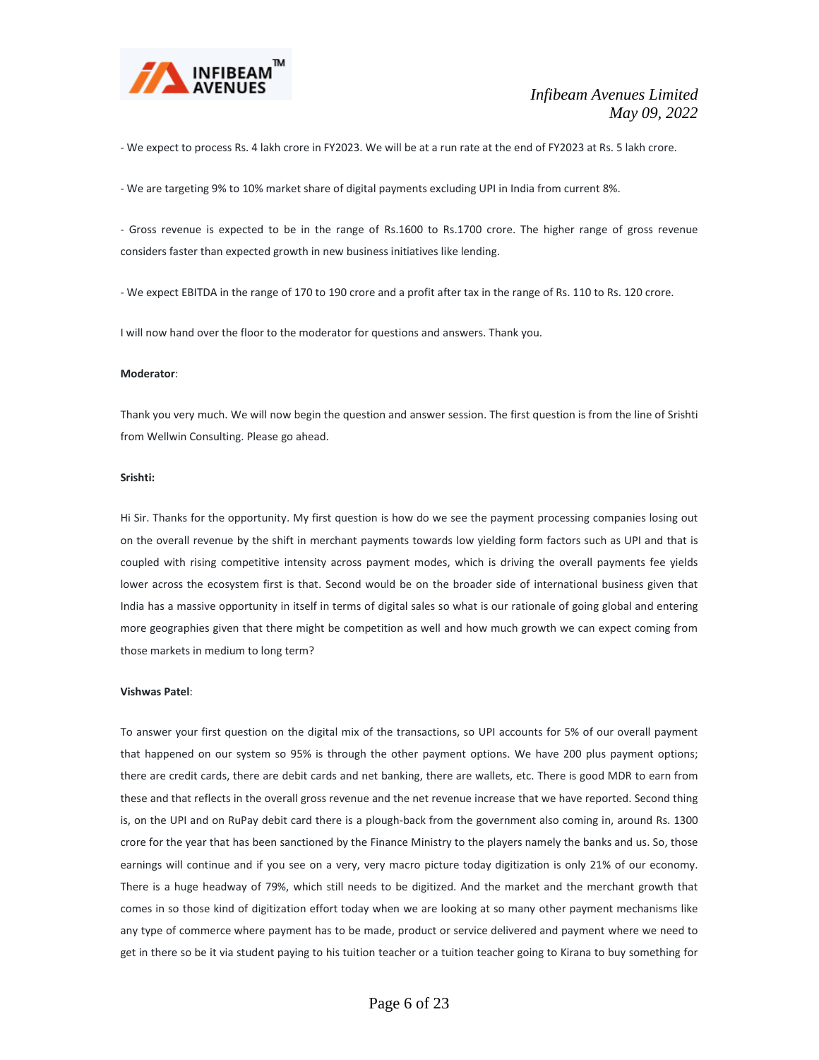- We expect to process Rs. 4 lakh crore in FY2023. We will be at a run rate at the end of FY2023 at Rs. 5 lakh crore.

- We are targeting 9% to 10% market share of digital payments excluding UPI in India from current 8%.

- Gross revenue is expected to be in the range of Rs.1600 to Rs.1700 crore. The higher range of gross revenue considers faster than expected growth in new business initiatives like lending.

- We expect EBITDA in the range of 170 to 190 crore and a profit after tax in the range of Rs. 110 to Rs. 120 crore.

I will now hand over the floor to the moderator for questions and answers. Thank you.

**Moderator**:

Thank you very much. We will now begin the question and answer session. The first question is from the line of Srishti from Wellwin Consulting. Please go ahead.

**Srishti:**

Hi Sir. Thanks for the opportunity. My first question is how do we see the payment processing companies losing out on the overall revenue by the shift in merchant payments towards low yielding form factors such as UPI and that is coupled with rising competitive intensity across payment modes, which is driving the overall payments fee yields lower across the ecosystem first is that. Second would be on the broader side of international business given that India has a massive opportunity in itself in terms of digital sales so what is our rationale of going global and entering more geographies given that there might be competition as well and how much growth we can expect coming from those markets in medium to long term?

**Vishwas Patel**:

To answer your first question on the digital mix of the transactions, so UPI accounts for 5% of our overall payment that happened on our system so 95% is through the other payment options. We have 200 plus payment options; there are credit cards, there are debit cards and net banking, there are wallets, etc. There is good MDR to earn from these and that reflects in the overall gross revenue and the net revenue increase that we have reported. Second thing is, on the UPI and on RuPay debit card there is a plough-back from the government also coming in, around Rs. 1300 crore for the year that has been sanctioned by the Finance Ministry to the players namely the banks and us. So, those earnings will continue and if you see on a very, very macro picture today digitization is only 21% of our economy. There is a huge headway of 79%, which still needs to be digitized. And the market and the merchant growth that comes in so those kind of digitization effort today when we are looking at so many other payment mechanisms like any type of commerce where payment has to be made, product or service delivered and payment where we need to get in there so be it via student paying to his tuition teacher or a tuition teacher going to Kirana to buy something for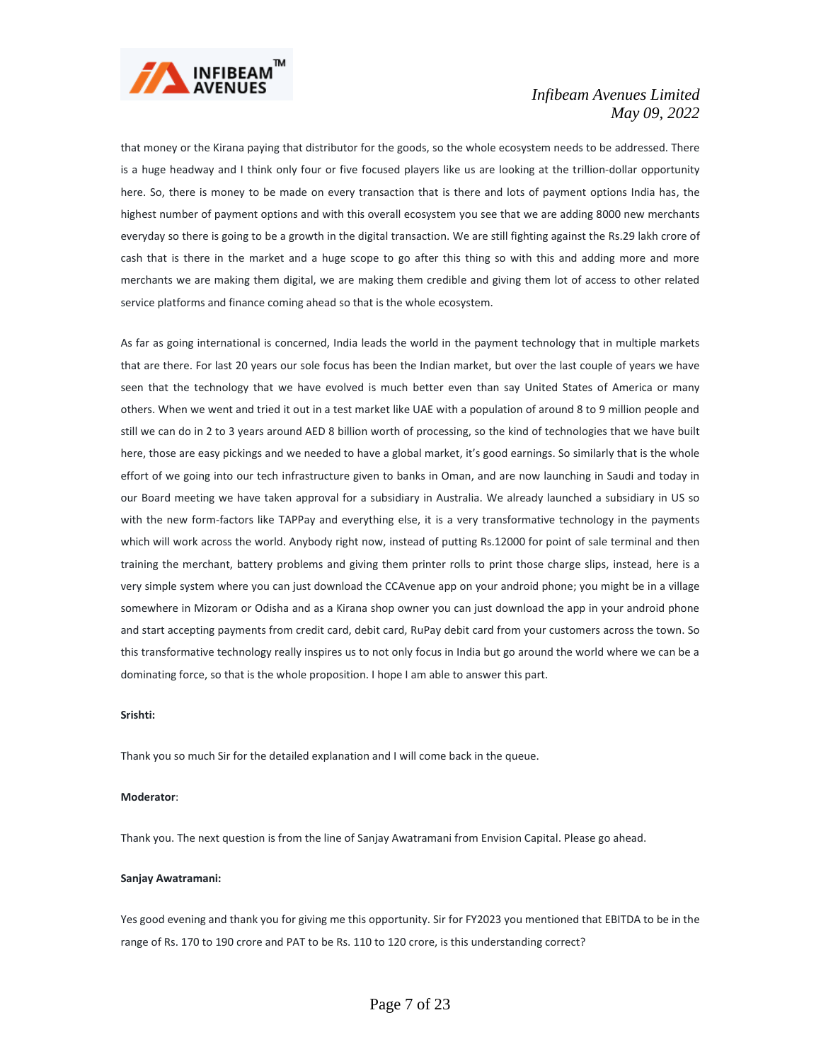that money or the Kirana paying that distributor for the goods, so the whole ecosystem needs to be addressed. There is a huge headway and I think only four or five focused players like us are looking at the trillion-dollar opportunity here. So, there is money to be made on every transaction that is there and lots of payment options India has, the highest number of payment options and with this overall ecosystem you see that we are adding 8000 new merchants everyday so there is going to be a growth in the digital transaction. We are still fighting against the Rs.29 lakh crore of cash that is there in the market and a huge scope to go after this thing so with this and adding more and more merchants we are making them digital, we are making them credible and giving them lot of access to other related service platforms and finance coming ahead so that is the whole ecosystem.

As far as going international is concerned, India leads the world in the payment technology that in multiple markets that are there. For last 20 years our sole focus has been the Indian market, but over the last couple of years we have seen that the technology that we have evolved is much better even than say United States of America or many others. When we went and tried it out in a test market like UAE with a population of around 8 to 9 million people and still we can do in 2 to 3 years around AED 8 billion worth of processing, so the kind of technologies that we have built here, those are easy pickings and we needed to have a global market, it's good earnings. So similarly that is the whole effort of we going into our tech infrastructure given to banks in Oman, and are now launching in Saudi and today in our Board meeting we have taken approval for a subsidiary in Australia. We already launched a subsidiary in US so with the new form-factors like TAPPay and everything else, it is a very transformative technology in the payments which will work across the world. Anybody right now, instead of putting Rs.12000 for point of sale terminal and then training the merchant, battery problems and giving them printer rolls to print those charge slips, instead, here is a very simple system where you can just download the CCAvenue app on your android phone; you might be in a village somewhere in Mizoram or Odisha and as a Kirana shop owner you can just download the app in your android phone and start accepting payments from credit card, debit card, RuPay debit card from your customers across the town. So this transformative technology really inspires us to not only focus in India but go around the world where we can be a dominating force, so that is the whole proposition. I hope I am able to answer this part.

**Srishti:**

Thank you so much Sir for the detailed explanation and I will come back in the queue.

**Moderator**:

Thank you. The next question is from the line of Sanjay Awatramani from Envision Capital. Please go ahead.

**Sanjay Awatramani:**

Yes good evening and thank you for giving me this opportunity. Sir for FY2023 you mentioned that EBITDA to be in the range of Rs. 170 to 190 crore and PAT to be Rs. 110 to 120 crore, is this understanding correct?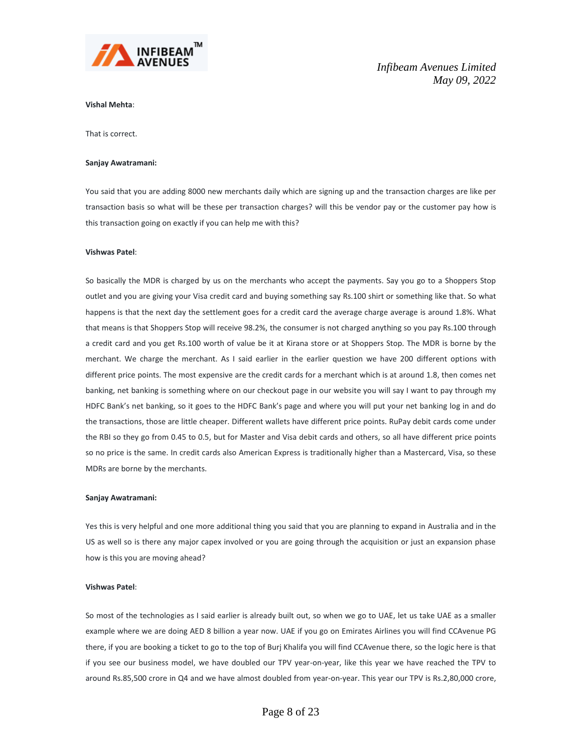**Vishal Mehta**:

That is correct.

**Sanjay Awatramani:**

You said that you are adding 8000 new merchants daily which are signing up and the transaction charges are like per transaction basis so what will be these per transaction charges? will this be vendor pay or the customer pay how is this transaction going on exactly if you can help me with this?

**Vishwas Patel**:

So basically the MDR is charged by us on the merchants who accept the payments. Say you go to a Shoppers Stop outlet and you are giving your Visa credit card and buying something say Rs.100 shirt or something like that. So what happens is that the next day the settlement goes for a credit card the average charge average is around 1.8%. What that means is that Shoppers Stop will receive 98.2%, the consumer is not charged anything so you pay Rs.100 through a credit card and you get Rs.100 worth of value be it at Kirana store or at Shoppers Stop. The MDR is borne by the merchant. We charge the merchant. As I said earlier in the earlier question we have 200 different options with different price points. The most expensive are the credit cards for a merchant which is at around 1.8, then comes net banking, net banking is something where on our checkout page in our website you will say I want to pay through my HDFC Bank's net banking, so it goes to the HDFC Bank's page and where you will put your net banking log in and do the transactions, those are little cheaper. Different wallets have different price points. RuPay debit cards come under the RBI so they go from 0.45 to 0.5, but for Master and Visa debit cards and others, so all have different price points so no price is the same. In credit cards also American Express is traditionally higher than a Mastercard, Visa, so these MDRs are borne by the merchants.

**Sanjay Awatramani:**

Yes this is very helpful and one more additional thing you said that you are planning to expand in Australia and in the US as well so is there any major capex involved or you are going through the acquisition or just an expansion phase how is this you are moving ahead?

**Vishwas Patel**:

So most of the technologies as I said earlier is already built out, so when we go to UAE, let us take UAE as a smaller example where we are doing AED 8 billion a year now. UAE if you go on Emirates Airlines you will find CCAvenue PG there, if you are booking a ticket to go to the top of Burj Khalifa you will find CCAvenue there, so the logic here is that if you see our business model, we have doubled our TPV year-on-year, like this year we have reached the TPV to around Rs.85,500 crore in Q4 and we have almost doubled from year-on-year. This year our TPV is Rs.2,80,000 crore,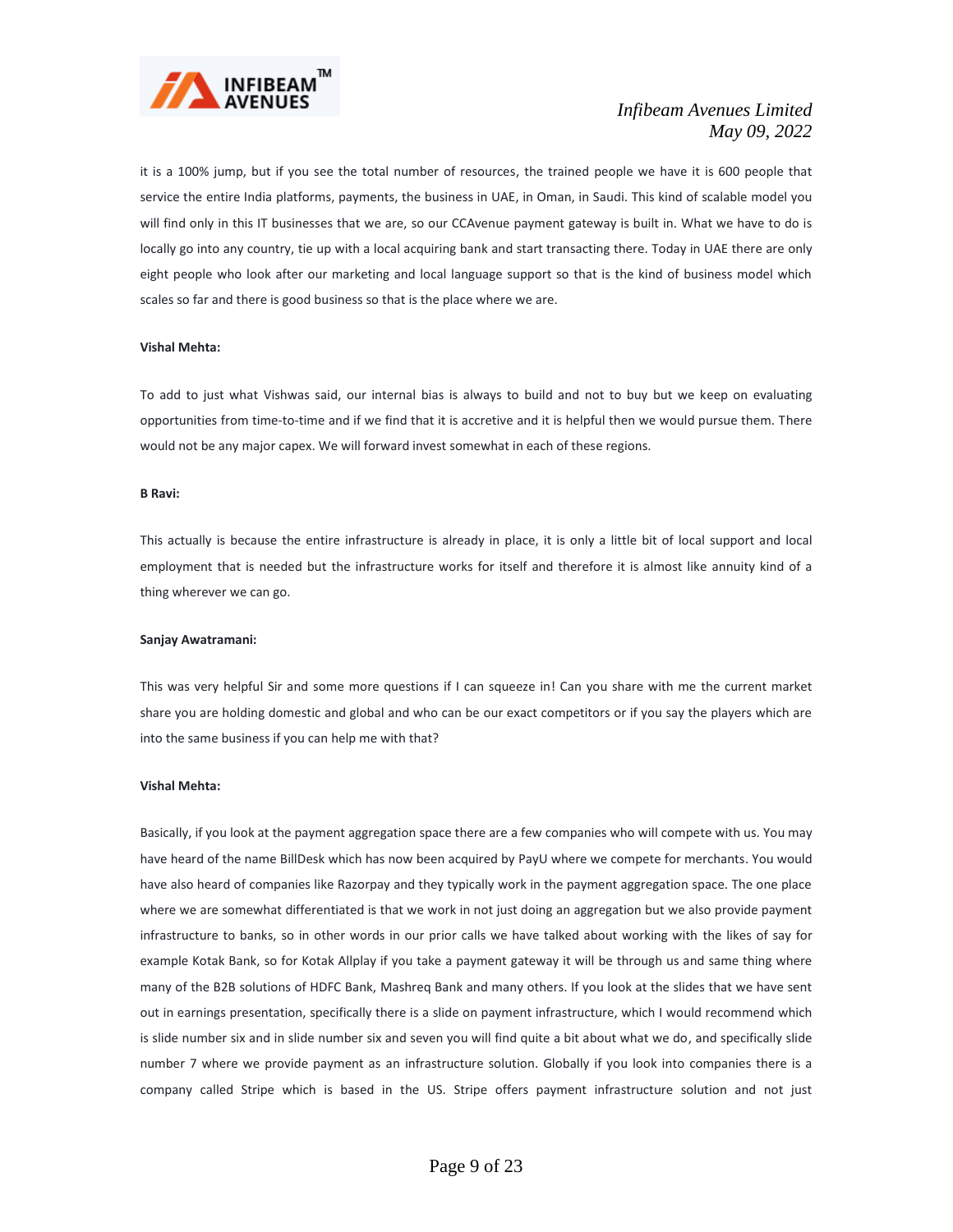it is a 100% jump, but if you see the total number of resources, the trained people we have it is 600 people that service the entire India platforms, payments, the business in UAE, in Oman, in Saudi. This kind of scalable model you will find only in this IT businesses that we are, so our CCAvenue payment gateway is built in. What we have to do is locally go into any country, tie up with a local acquiring bank and start transacting there. Today in UAE there are only eight people who look after our marketing and local language support so that is the kind of business model which scales so far and there is good business so that is the place where we are.

**Vishal Mehta:**

To add to just what Vishwas said, our internal bias is always to build and not to buy but we keep on evaluating opportunities from time-to-time and if we find that it is accretive and it is helpful then we would pursue them. There would not be any major capex. We will forward invest somewhat in each of these regions.

**B Ravi:**

This actually is because the entire infrastructure is already in place, it is only a little bit of local support and local employment that is needed but the infrastructure works for itself and therefore it is almost like annuity kind of a thing wherever we can go.

**Sanjay Awatramani:**

This was very helpful Sir and some more questions if I can squeeze in! Can you share with me the current market share you are holding domestic and global and who can be our exact competitors or if you say the players which are into the same business if you can help me with that?

**Vishal Mehta:**

Basically, if you look at the payment aggregation space there are a few companies who will compete with us. You may have heard of the name BillDesk which has now been acquired by PayU where we compete for merchants. You would have also heard of companies like Razorpay and they typically work in the payment aggregation space. The one place where we are somewhat differentiated is that we work in not just doing an aggregation but we also provide payment infrastructure to banks, so in other words in our prior calls we have talked about working with the likes of say for example Kotak Bank, so for Kotak Allplay if you take a payment gateway it will be through us and same thing where many of the B2B solutions of HDFC Bank, Mashreq Bank and many others. If you look at the slides that we have sent out in earnings presentation, specifically there is a slide on payment infrastructure, which I would recommend which is slide number six and in slide number six and seven you will find quite a bit about what we do, and specifically slide number 7 where we provide payment as an infrastructure solution. Globally if you look into companies there is a company called Stripe which is based in the US. Stripe offers payment infrastructure solution and not just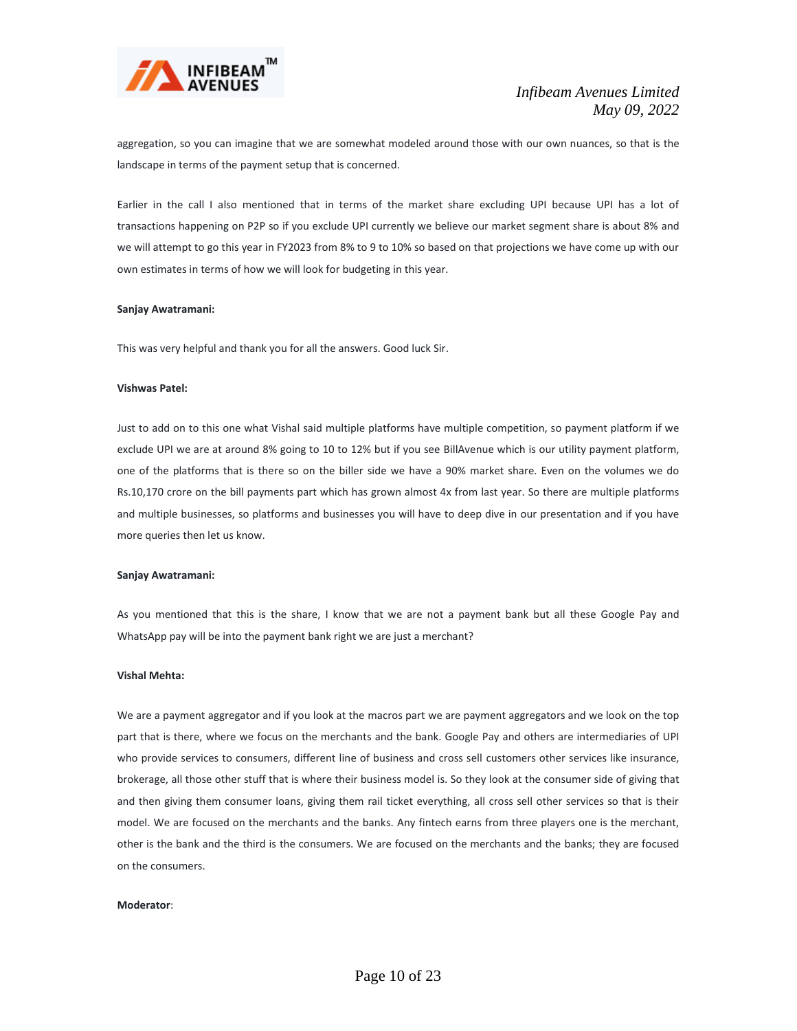aggregation, so you can imagine that we are somewhat modeled around those with our own nuances, so that is the landscape in terms of the payment setup that is concerned.

Earlier in the call I also mentioned that in terms of the market share excluding UPI because UPI has a lot of transactions happening on P2P so if you exclude UPI currently we believe our market segment share is about 8% and we will attempt to go this year in FY2023 from 8% to 9 to 10% so based on that projections we have come up with our own estimates in terms of how we will look for budgeting in this year.

**Sanjay Awatramani:**

This was very helpful and thank you for all the answers. Good luck Sir.

**Vishwas Patel:**

Just to add on to this one what Vishal said multiple platforms have multiple competition, so payment platform if we exclude UPI we are at around 8% going to 10 to 12% but if you see BillAvenue which is our utility payment platform, one of the platforms that is there so on the biller side we have a 90% market share. Even on the volumes we do Rs.10,170 crore on the bill payments part which has grown almost 4x from last year. So there are multiple platforms and multiple businesses, so platforms and businesses you will have to deep dive in our presentation and if you have more queries then let us know.

**Sanjay Awatramani:**

As you mentioned that this is the share, I know that we are not a payment bank but all these Google Pay and WhatsApp pay will be into the payment bank right we are just a merchant?

**Vishal Mehta:**

We are a payment aggregator and if you look at the macros part we are payment aggregators and we look on the top part that is there, where we focus on the merchants and the bank. Google Pay and others are intermediaries of UPI who provide services to consumers, different line of business and cross sell customers other services like insurance, brokerage, all those other stuff that is where their business model is. So they look at the consumer side of giving that and then giving them consumer loans, giving them rail ticket everything, all cross sell other services so that is their model. We are focused on the merchants and the banks. Any fintech earns from three players one is the merchant, other is the bank and the third is the consumers. We are focused on the merchants and the banks; they are focused on the consumers.

**Moderator**: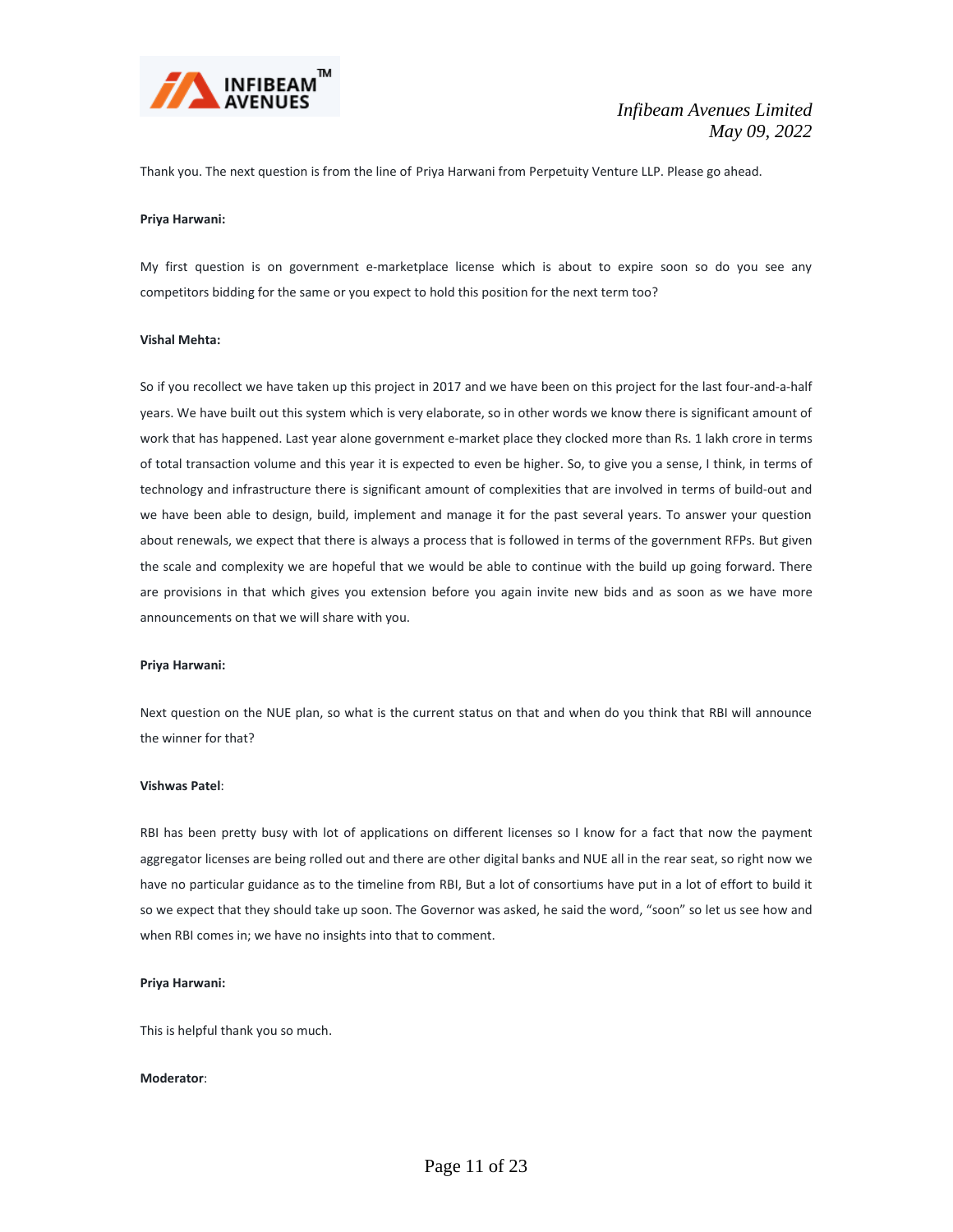Thank you. The next question is from the line of Priya Harwani from Perpetuity Venture LLP. Please go ahead.

**Priya Harwani:**

My first question is on government e-marketplace license which is about to expire soon so do you see any competitors bidding for the same or you expect to hold this position for the next term too?

**Vishal Mehta:**

So if you recollect we have taken up this project in 2017 and we have been on this project for the last four-and-a-half years. We have built out this system which is very elaborate, so in other words we know there is significant amount of work that has happened. Last year alone government e-market place they clocked more than Rs. 1 lakh crore in terms of total transaction volume and this year it is expected to even be higher. So, to give you a sense, I think, in terms of technology and infrastructure there is significant amount of complexities that are involved in terms of build-out and we have been able to design, build, implement and manage it for the past several years. To answer your question about renewals, we expect that there is always a process that is followed in terms of the government RFPs. But given the scale and complexity we are hopeful that we would be able to continue with the build up going forward. There are provisions in that which gives you extension before you again invite new bids and as soon as we have more announcements on that we will share with you.

**Priya Harwani:**

Next question on the NUE plan, so what is the current status on that and when do you think that RBI will announce the winner for that?

**Vishwas Patel**:

RBI has been pretty busy with lot of applications on different licenses so I know for a fact that now the payment aggregator licenses are being rolled out and there are other digital banks and NUE all in the rear seat, so right now we have no particular guidance as to the timeline from RBI, But a lot of consortiums have put in a lot of effort to build it so we expect that they should take up soon. The Governor was asked, he said the word, "soon" so let us see how and when RBI comes in; we have no insights into that to comment.

**Priya Harwani:**

This is helpful thank you so much.

**Moderator**: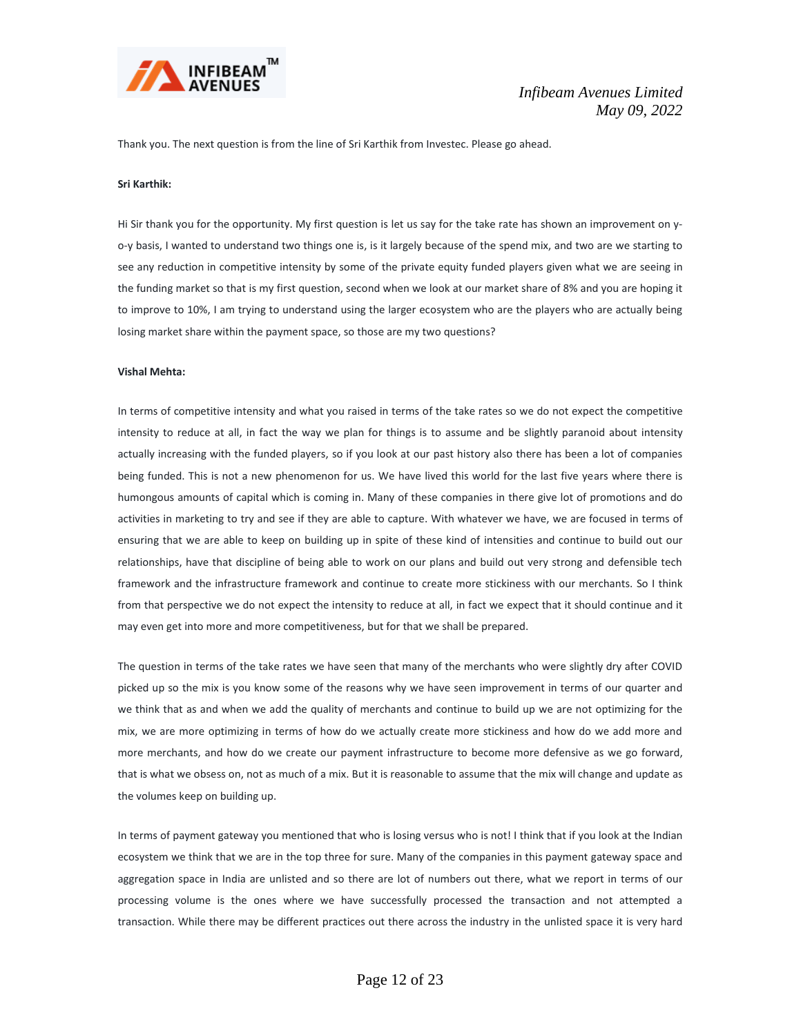Thank you. The next question is from the line of Sri Karthik from Investec. Please go ahead.

**Sri Karthik:**

Hi Sir thank you for the opportunity. My first question is let us say for the take rate has shown an improvement on y-o-y basis, I wanted to understand two things one is, is it largely because of the spend mix, and two are we starting to see any reduction in competitive intensity by some of the private equity funded players given what we are seeing in the funding market so that is my first question, second when we look at our market share of 8% and you are hoping it to improve to 10%, I am trying to understand using the larger ecosystem who are the players who are actually being losing market share within the payment space, so those are my two questions?

**Vishal Mehta:**

In terms of competitive intensity and what you raised in terms of the take rates so we do not expect the competitive intensity to reduce at all, in fact the way we plan for things is to assume and be slightly paranoid about intensity actually increasing with the funded players, so if you look at our past history also there has been a lot of companies being funded. This is not a new phenomenon for us. We have lived this world for the last five years where there is humongous amounts of capital which is coming in. Many of these companies in there give lot of promotions and do activities in marketing to try and see if they are able to capture. With whatever we have, we are focused in terms of ensuring that we are able to keep on building up in spite of these kind of intensities and continue to build out our relationships, have that discipline of being able to work on our plans and build out very strong and defensible tech framework and the infrastructure framework and continue to create more stickiness with our merchants. So I think from that perspective we do not expect the intensity to reduce at all, in fact we expect that it should continue and it may even get into more and more competitiveness, but for that we shall be prepared.

The question in terms of the take rates we have seen that many of the merchants who were slightly dry after COVID picked up so the mix is you know some of the reasons why we have seen improvement in terms of our quarter and we think that as and when we add the quality of merchants and continue to build up we are not optimizing for the mix, we are more optimizing in terms of how do we actually create more stickiness and how do we add more and more merchants, and how do we create our payment infrastructure to become more defensive as we go forward, that is what we obsess on, not as much of a mix. But it is reasonable to assume that the mix will change and update as the volumes keep on building up.

In terms of payment gateway you mentioned that who is losing versus who is not! I think that if you look at the Indian ecosystem we think that we are in the top three for sure. Many of the companies in this payment gateway space and aggregation space in India are unlisted and so there are lot of numbers out there, what we report in terms of our processing volume is the ones where we have successfully processed the transaction and not attempted a transaction. While there may be different practices out there across the industry in the unlisted space it is very hard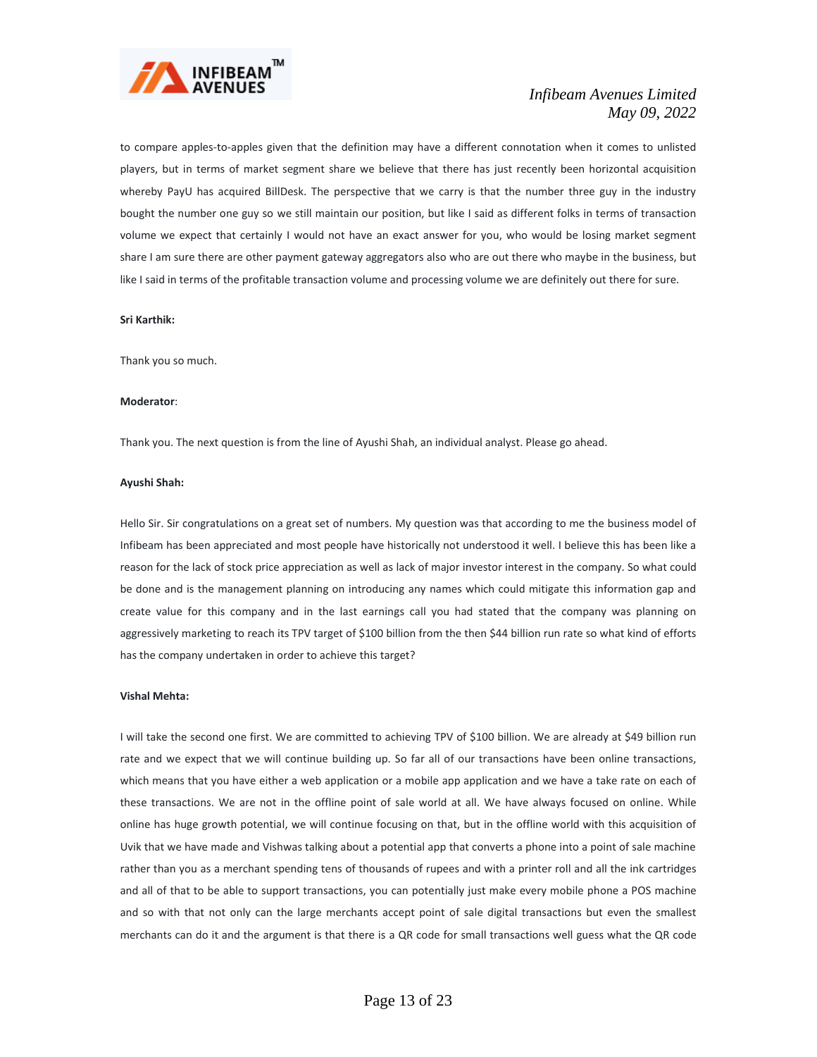to compare apples-to-apples given that the definition may have a different connotation when it comes to unlisted players, but in terms of market segment share we believe that there has just recently been horizontal acquisition whereby PayU has acquired BillDesk. The perspective that we carry is that the number three guy in the industry bought the number one guy so we still maintain our position, but like I said as different folks in terms of transaction volume we expect that certainly I would not have an exact answer for you, who would be losing market segment share I am sure there are other payment gateway aggregators also who are out there who maybe in the business, but like I said in terms of the profitable transaction volume and processing volume we are definitely out there for sure.

**Sri Karthik:**

Thank you so much.

**Moderator**:

Thank you. The next question is from the line of Ayushi Shah, an individual analyst. Please go ahead.

**Ayushi Shah:**

Hello Sir. Sir congratulations on a great set of numbers. My question was that according to me the business model of Infibeam has been appreciated and most people have historically not understood it well. I believe this has been like a reason for the lack of stock price appreciation as well as lack of major investor interest in the company. So what could be done and is the management planning on introducing any names which could mitigate this information gap and create value for this company and in the last earnings call you had stated that the company was planning on aggressively marketing to reach its TPV target of $100 billion from the then $44 billion run rate so what kind of efforts has the company undertaken in order to achieve this target?

**Vishal Mehta:**

I will take the second one first. We are committed to achieving TPV of $100 billion. We are already at $49 billion run rate and we expect that we will continue building up. So far all of our transactions have been online transactions, which means that you have either a web application or a mobile app application and we have a take rate on each of these transactions. We are not in the offline point of sale world at all. We have always focused on online. While online has huge growth potential, we will continue focusing on that, but in the offline world with this acquisition of Uvik that we have made and Vishwas talking about a potential app that converts a phone into a point of sale machine rather than you as a merchant spending tens of thousands of rupees and with a printer roll and all the ink cartridges and all of that to be able to support transactions, you can potentially just make every mobile phone a POS machine and so with that not only can the large merchants accept point of sale digital transactions but even the smallest merchants can do it and the argument is that there is a QR code for small transactions well guess what the QR code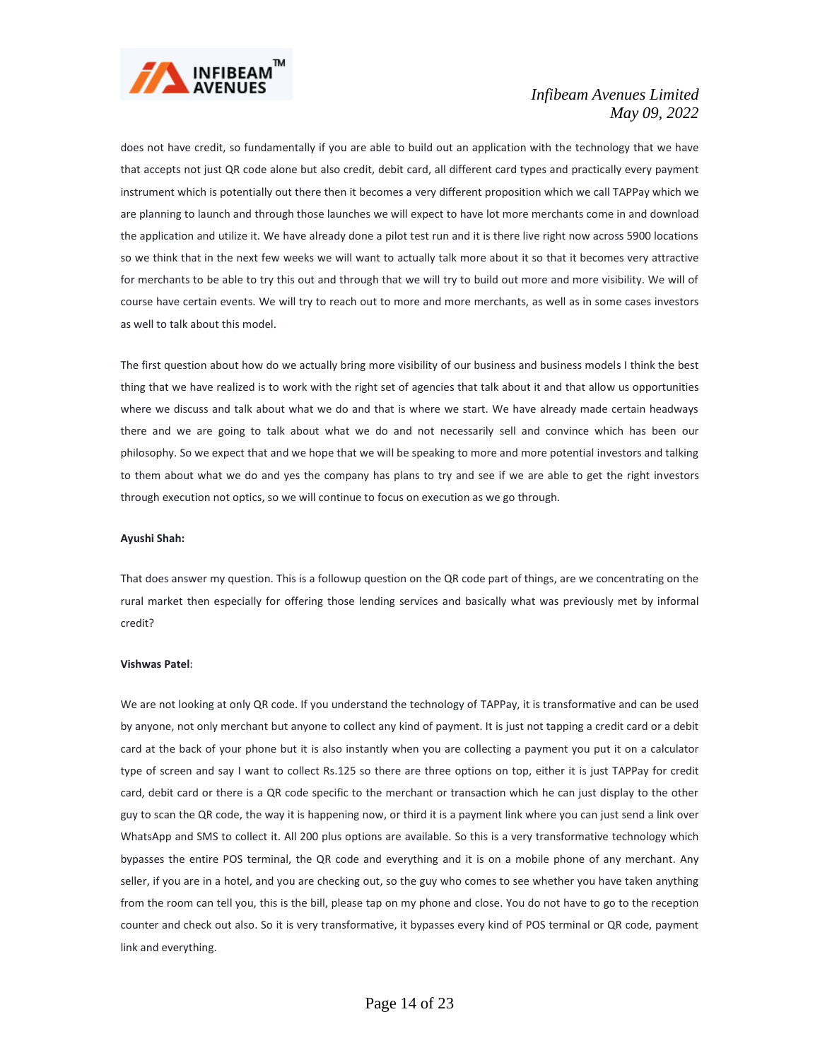does not have credit, so fundamentally if you are able to build out an application with the technology that we have that accepts not just QR code alone but also credit, debit card, all different card types and practically every payment instrument which is potentially out there then it becomes a very different proposition which we call TAPPay which we are planning to launch and through those launches we will expect to have lot more merchants come in and download the application and utilize it. We have already done a pilot test run and it is there live right now across 5900 locations so we think that in the next few weeks we will want to actually talk more about it so that it becomes very attractive for merchants to be able to try this out and through that we will try to build out more and more visibility. We will of course have certain events. We will try to reach out to more and more merchants, as well as in some cases investors as well to talk about this model.

The first question about how do we actually bring more visibility of our business and business models I think the best thing that we have realized is to work with the right set of agencies that talk about it and that allow us opportunities where we discuss and talk about what we do and that is where we start. We have already made certain headways there and we are going to talk about what we do and not necessarily sell and convince which has been our philosophy. So we expect that and we hope that we will be speaking to more and more potential investors and talking to them about what we do and yes the company has plans to try and see if we are able to get the right investors through execution not optics, so we will continue to focus on execution as we go through.

**Ayushi Shah:**

That does answer my question. This is a followup question on the QR code part of things, are we concentrating on the rural market then especially for offering those lending services and basically what was previously met by informal credit?

**Vishwas Patel**:

We are not looking at only QR code. If you understand the technology of TAPPay, it is transformative and can be used by anyone, not only merchant but anyone to collect any kind of payment. It is just not tapping a credit card or a debit card at the back of your phone but it is also instantly when you are collecting a payment you put it on a calculator type of screen and say I want to collect Rs.125 so there are three options on top, either it is just TAPPay for credit card, debit card or there is a QR code specific to the merchant or transaction which he can just display to the other guy to scan the QR code, the way it is happening now, or third it is a payment link where you can just send a link over WhatsApp and SMS to collect it. All 200 plus options are available. So this is a very transformative technology which bypasses the entire POS terminal, the QR code and everything and it is on a mobile phone of any merchant. Any seller, if you are in a hotel, and you are checking out, so the guy who comes to see whether you have taken anything from the room can tell you, this is the bill, please tap on my phone and close. You do not have to go to the reception counter and check out also. So it is very transformative, it bypasses every kind of POS terminal or QR code, payment link and everything.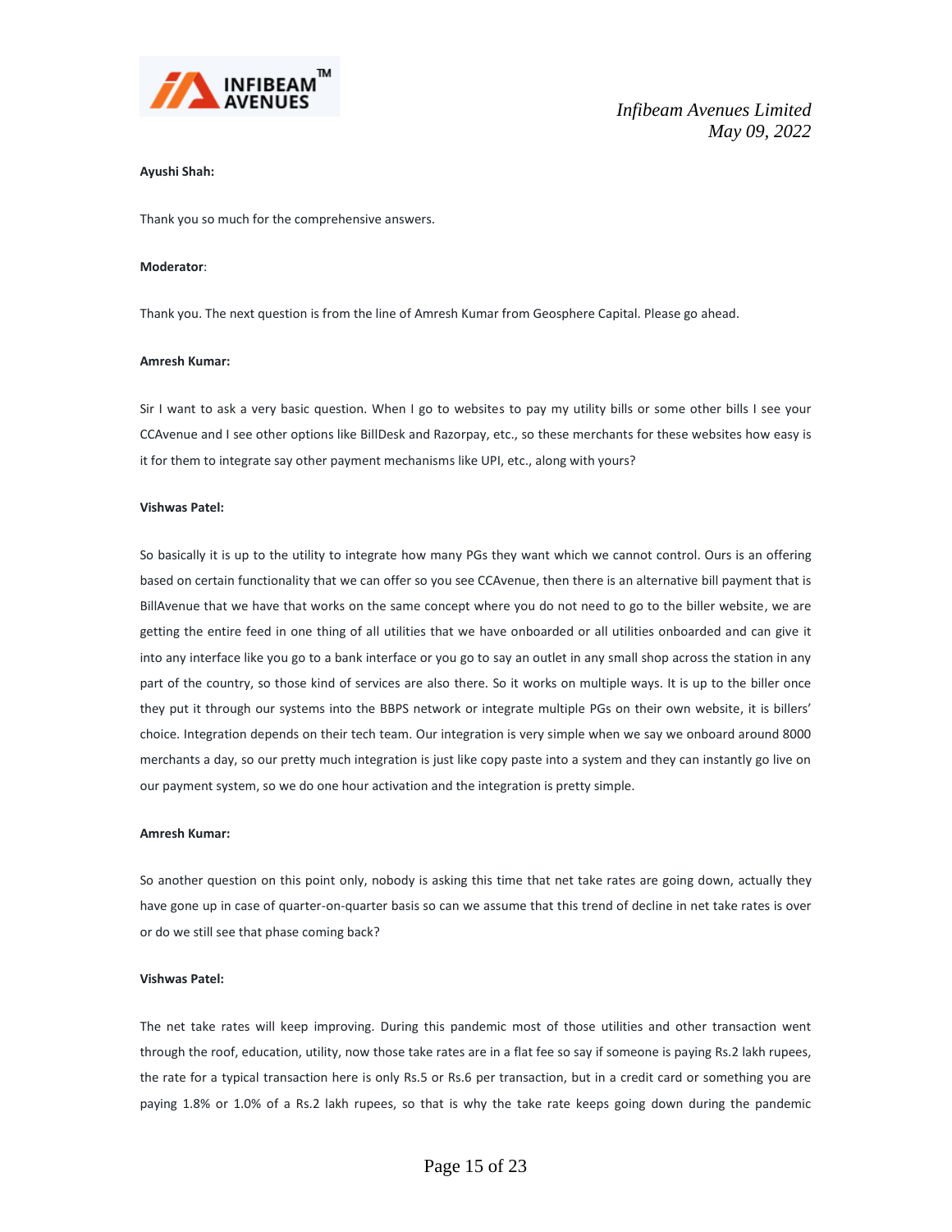**Ayushi Shah:**

Thank you so much for the comprehensive answers.

**Moderator**:

Thank you. The next question is from the line of Amresh Kumar from Geosphere Capital. Please go ahead.

**Amresh Kumar:**

Sir I want to ask a very basic question. When I go to websites to pay my utility bills or some other bills I see your CCAvenue and I see other options like BillDesk and Razorpay, etc., so these merchants for these websites how easy is it for them to integrate say other payment mechanisms like UPI, etc., along with yours?

**Vishwas Patel:**

So basically it is up to the utility to integrate how many PGs they want which we cannot control. Ours is an offering based on certain functionality that we can offer so you see CCAvenue, then there is an alternative bill payment that is BillAvenue that we have that works on the same concept where you do not need to go to the biller website, we are getting the entire feed in one thing of all utilities that we have onboarded or all utilities onboarded and can give it into any interface like you go to a bank interface or you go to say an outlet in any small shop across the station in any part of the country, so those kind of services are also there. So it works on multiple ways. It is up to the biller once they put it through our systems into the BBPS network or integrate multiple PGs on their own website, it is billers' choice. Integration depends on their tech team. Our integration is very simple when we say we onboard around 8000 merchants a day, so our pretty much integration is just like copy paste into a system and they can instantly go live on our payment system, so we do one hour activation and the integration is pretty simple.

**Amresh Kumar:**

So another question on this point only, nobody is asking this time that net take rates are going down, actually they have gone up in case of quarter-on-quarter basis so can we assume that this trend of decline in net take rates is over or do we still see that phase coming back?

**Vishwas Patel:**

The net take rates will keep improving. During this pandemic most of those utilities and other transaction went through the roof, education, utility, now those take rates are in a flat fee so say if someone is paying Rs.2 lakh rupees, the rate for a typical transaction here is only Rs.5 or Rs.6 per transaction, but in a credit card or something you are paying 1.8% or 1.0% of a Rs.2 lakh rupees, so that is why the take rate keeps going down during the pandemic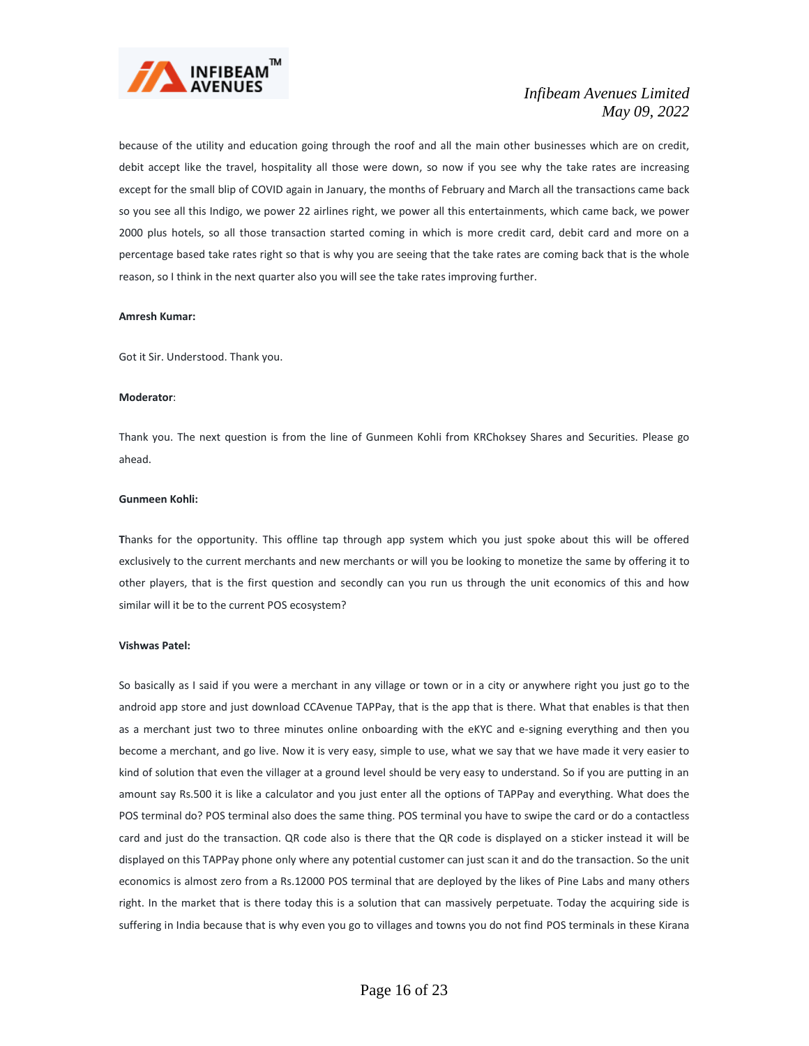because of the utility and education going through the roof and all the main other businesses which are on credit, debit accept like the travel, hospitality all those were down, so now if you see why the take rates are increasing except for the small blip of COVID again in January, the months of February and March all the transactions came back so you see all this Indigo, we power 22 airlines right, we power all this entertainments, which came back, we power 2000 plus hotels, so all those transaction started coming in which is more credit card, debit card and more on a percentage based take rates right so that is why you are seeing that the take rates are coming back that is the whole reason, so I think in the next quarter also you will see the take rates improving further.

**Amresh Kumar:**

Got it Sir. Understood. Thank you.

**Moderator**:

Thank you. The next question is from the line of Gunmeen Kohli from KRChoksey Shares and Securities. Please go ahead.

**Gunmeen Kohli:**

**T**hanks for the opportunity. This offline tap through app system which you just spoke about this will be offered exclusively to the current merchants and new merchants or will you be looking to monetize the same by offering it to other players, that is the first question and secondly can you run us through the unit economics of this and how similar will it be to the current POS ecosystem?

**Vishwas Patel:**

So basically as I said if you were a merchant in any village or town or in a city or anywhere right you just go to the android app store and just download CCAvenue TAPPay, that is the app that is there. What that enables is that then as a merchant just two to three minutes online onboarding with the eKYC and e-signing everything and then you become a merchant, and go live. Now it is very easy, simple to use, what we say that we have made it very easier to kind of solution that even the villager at a ground level should be very easy to understand. So if you are putting in an amount say Rs.500 it is like a calculator and you just enter all the options of TAPPay and everything. What does the POS terminal do? POS terminal also does the same thing. POS terminal you have to swipe the card or do a contactless card and just do the transaction. QR code also is there that the QR code is displayed on a sticker instead it will be displayed on this TAPPay phone only where any potential customer can just scan it and do the transaction. So the unit economics is almost zero from a Rs.12000 POS terminal that are deployed by the likes of Pine Labs and many others right. In the market that is there today this is a solution that can massively perpetuate. Today the acquiring side is suffering in India because that is why even you go to villages and towns you do not find POS terminals in these Kirana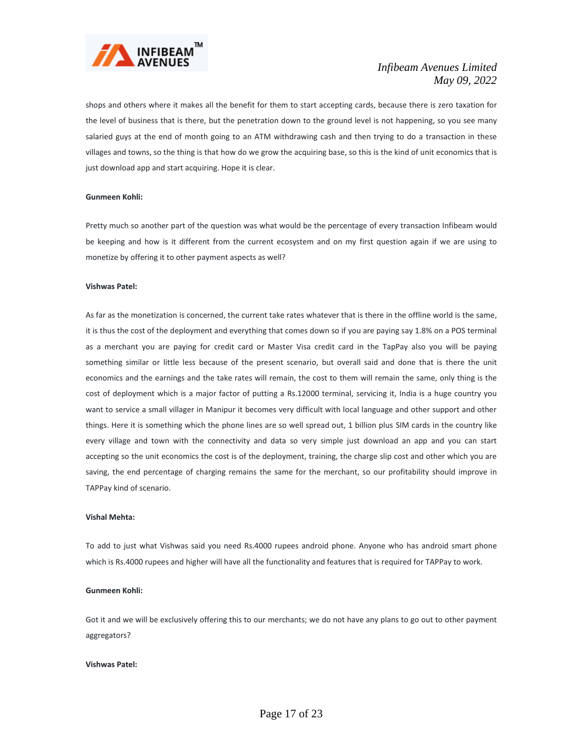shops and others where it makes all the benefit for them to start accepting cards, because there is zero taxation for the level of business that is there, but the penetration down to the ground level is not happening, so you see many salaried guys at the end of month going to an ATM withdrawing cash and then trying to do a transaction in these villages and towns, so the thing is that how do we grow the acquiring base, so this is the kind of unit economics that is just download app and start acquiring. Hope it is clear.

**Gunmeen Kohli:**

Pretty much so another part of the question was what would be the percentage of every transaction Infibeam would be keeping and how is it different from the current ecosystem and on my first question again if we are using to monetize by offering it to other payment aspects as well?

**Vishwas Patel:**

As far as the monetization is concerned, the current take rates whatever that is there in the offline world is the same, it is thus the cost of the deployment and everything that comes down so if you are paying say 1.8% on a POS terminal as a merchant you are paying for credit card or Master Visa credit card in the TapPay also you will be paying something similar or little less because of the present scenario, but overall said and done that is there the unit economics and the earnings and the take rates will remain, the cost to them will remain the same, only thing is the cost of deployment which is a major factor of putting a Rs.12000 terminal, servicing it, India is a huge country you want to service a small villager in Manipur it becomes very difficult with local language and other support and other things. Here it is something which the phone lines are so well spread out, 1 billion plus SIM cards in the country like every village and town with the connectivity and data so very simple just download an app and you can start accepting so the unit economics the cost is of the deployment, training, the charge slip cost and other which you are saving, the end percentage of charging remains the same for the merchant, so our profitability should improve in TAPPay kind of scenario.

**Vishal Mehta:**

To add to just what Vishwas said you need Rs.4000 rupees android phone. Anyone who has android smart phone which is Rs.4000 rupees and higher will have all the functionality and features that is required for TAPPay to work.

**Gunmeen Kohli:**

Got it and we will be exclusively offering this to our merchants; we do not have any plans to go out to other payment aggregators?

**Vishwas Patel:**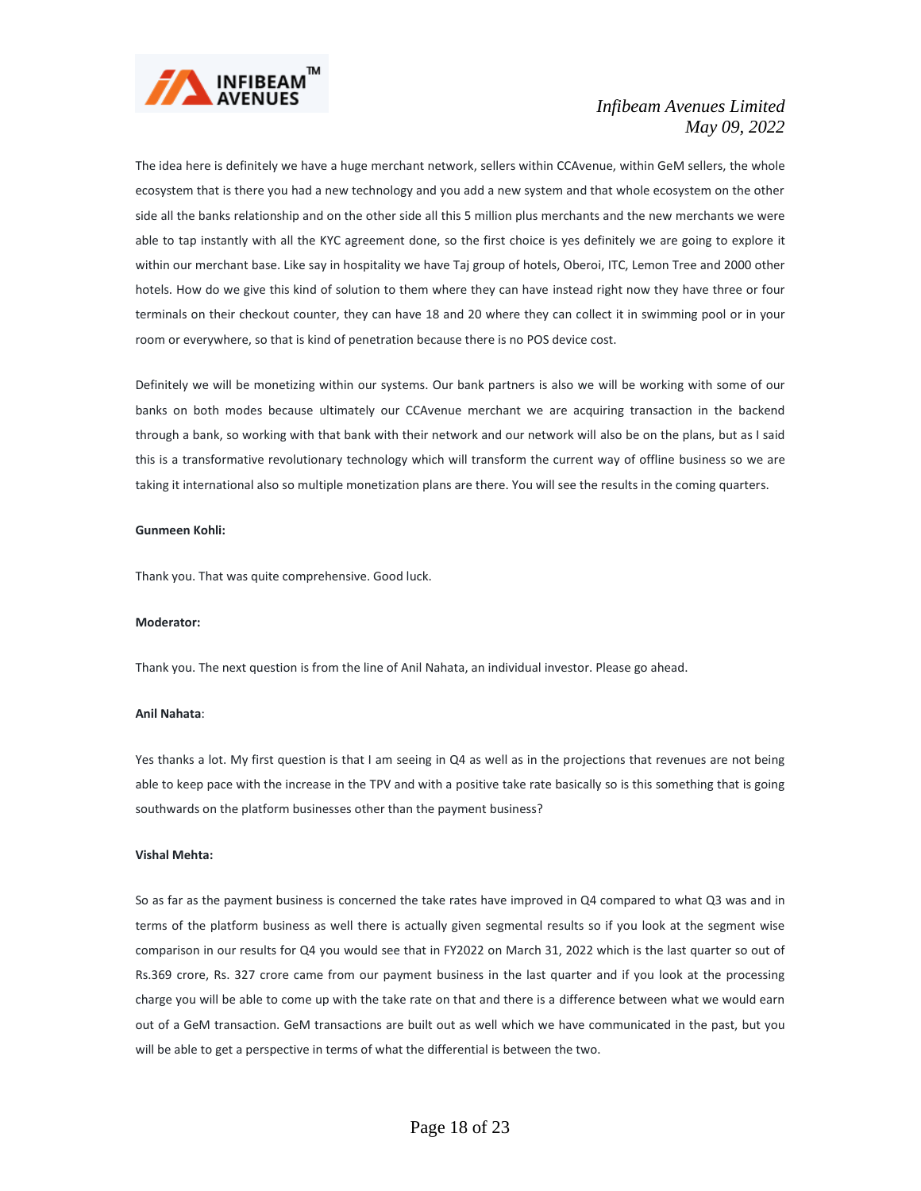The idea here is definitely we have a huge merchant network, sellers within CCAvenue, within GeM sellers, the whole ecosystem that is there you had a new technology and you add a new system and that whole ecosystem on the other side all the banks relationship and on the other side all this 5 million plus merchants and the new merchants we were able to tap instantly with all the KYC agreement done, so the first choice is yes definitely we are going to explore it within our merchant base. Like say in hospitality we have Taj group of hotels, Oberoi, ITC, Lemon Tree and 2000 other hotels. How do we give this kind of solution to them where they can have instead right now they have three or four terminals on their checkout counter, they can have 18 and 20 where they can collect it in swimming pool or in your room or everywhere, so that is kind of penetration because there is no POS device cost.

Definitely we will be monetizing within our systems. Our bank partners is also we will be working with some of our banks on both modes because ultimately our CCAvenue merchant we are acquiring transaction in the backend through a bank, so working with that bank with their network and our network will also be on the plans, but as I said this is a transformative revolutionary technology which will transform the current way of offline business so we are taking it international also so multiple monetization plans are there. You will see the results in the coming quarters.

**Gunmeen Kohli:**

Thank you. That was quite comprehensive. Good luck.

**Moderator:**

Thank you. The next question is from the line of Anil Nahata, an individual investor. Please go ahead.

**Anil Nahata**:

Yes thanks a lot. My first question is that I am seeing in Q4 as well as in the projections that revenues are not being able to keep pace with the increase in the TPV and with a positive take rate basically so is this something that is going southwards on the platform businesses other than the payment business?

**Vishal Mehta:**

So as far as the payment business is concerned the take rates have improved in Q4 compared to what Q3 was and in terms of the platform business as well there is actually given segmental results so if you look at the segment wise comparison in our results for Q4 you would see that in FY2022 on March 31, 2022 which is the last quarter so out of Rs.369 crore, Rs. 327 crore came from our payment business in the last quarter and if you look at the processing charge you will be able to come up with the take rate on that and there is a difference between what we would earn out of a GeM transaction. GeM transactions are built out as well which we have communicated in the past, but you will be able to get a perspective in terms of what the differential is between the two.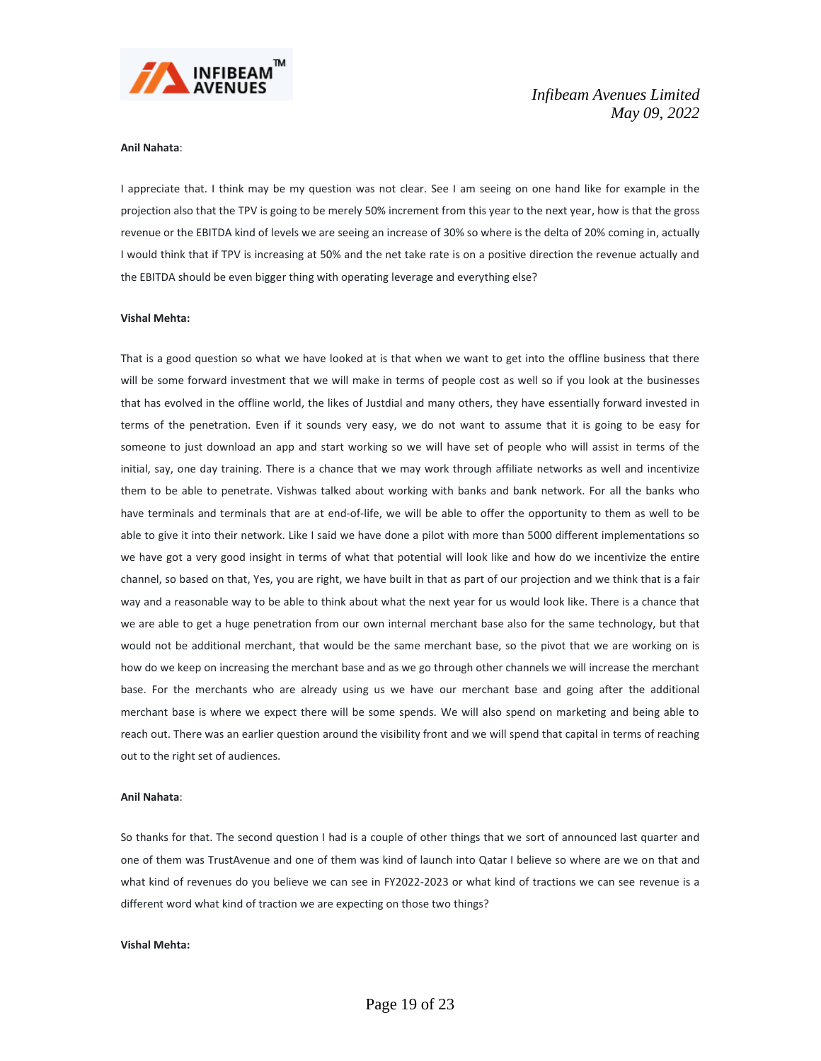**Anil Nahata**:

I appreciate that. I think may be my question was not clear. See I am seeing on one hand like for example in the projection also that the TPV is going to be merely 50% increment from this year to the next year, how is that the gross revenue or the EBITDA kind of levels we are seeing an increase of 30% so where is the delta of 20% coming in, actually I would think that if TPV is increasing at 50% and the net take rate is on a positive direction the revenue actually and the EBITDA should be even bigger thing with operating leverage and everything else?

**Vishal Mehta:**

That is a good question so what we have looked at is that when we want to get into the offline business that there will be some forward investment that we will make in terms of people cost as well so if you look at the businesses that has evolved in the offline world, the likes of Justdial and many others, they have essentially forward invested in terms of the penetration. Even if it sounds very easy, we do not want to assume that it is going to be easy for someone to just download an app and start working so we will have set of people who will assist in terms of the initial, say, one day training. There is a chance that we may work through affiliate networks as well and incentivize them to be able to penetrate. Vishwas talked about working with banks and bank network. For all the banks who have terminals and terminals that are at end-of-life, we will be able to offer the opportunity to them as well to be able to give it into their network. Like I said we have done a pilot with more than 5000 different implementations so we have got a very good insight in terms of what that potential will look like and how do we incentivize the entire channel, so based on that, Yes, you are right, we have built in that as part of our projection and we think that is a fair way and a reasonable way to be able to think about what the next year for us would look like. There is a chance that we are able to get a huge penetration from our own internal merchant base also for the same technology, but that would not be additional merchant, that would be the same merchant base, so the pivot that we are working on is how do we keep on increasing the merchant base and as we go through other channels we will increase the merchant base. For the merchants who are already using us we have our merchant base and going after the additional merchant base is where we expect there will be some spends. We will also spend on marketing and being able to reach out. There was an earlier question around the visibility front and we will spend that capital in terms of reaching out to the right set of audiences.

**Anil Nahata**:

So thanks for that. The second question I had is a couple of other things that we sort of announced last quarter and one of them was TrustAvenue and one of them was kind of launch into Qatar I believe so where are we on that and what kind of revenues do you believe we can see in FY2022-2023 or what kind of tractions we can see revenue is a different word what kind of traction we are expecting on those two things?

**Vishal Mehta:**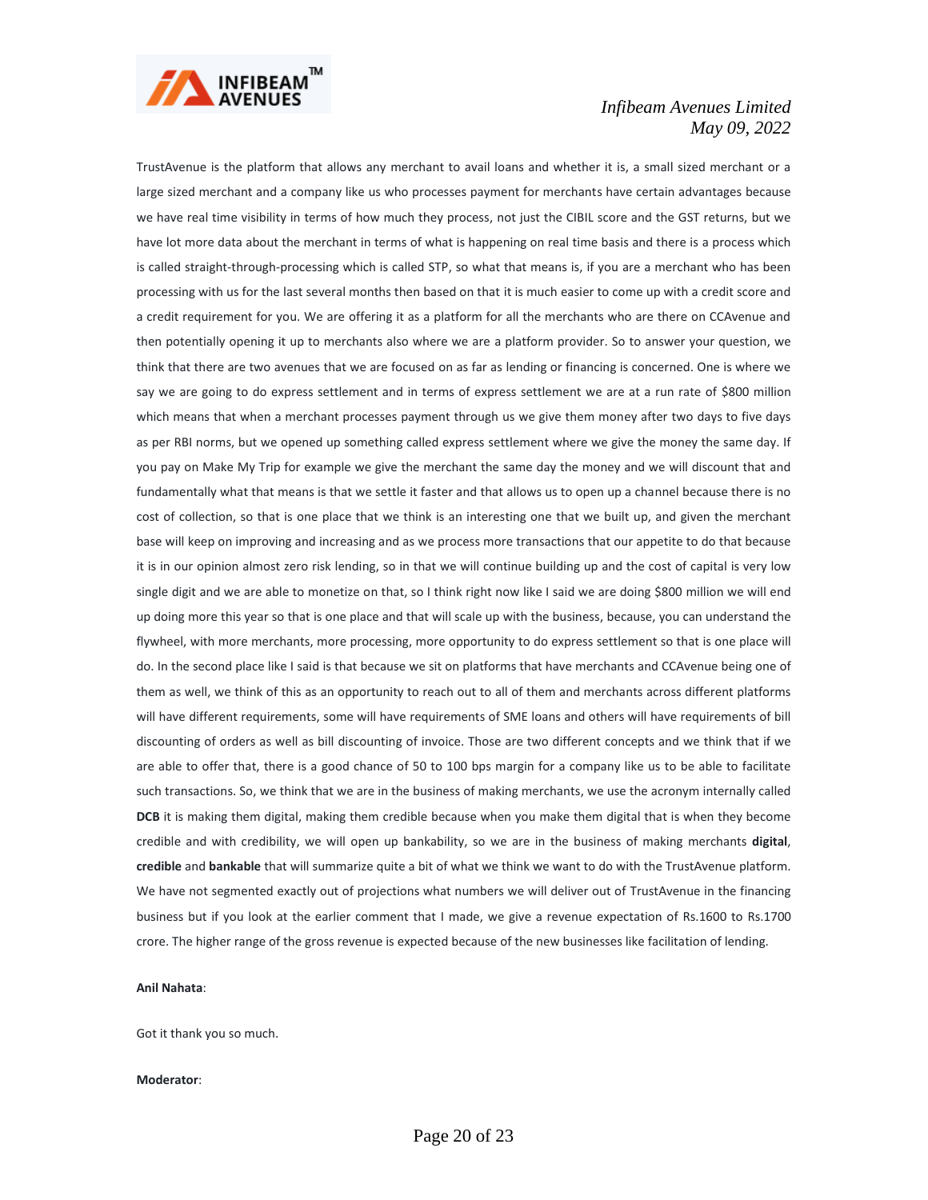TrustAvenue is the platform that allows any merchant to avail loans and whether it is, a small sized merchant or a large sized merchant and a company like us who processes payment for merchants have certain advantages because we have real time visibility in terms of how much they process, not just the CIBIL score and the GST returns, but we have lot more data about the merchant in terms of what is happening on real time basis and there is a process which is called straight-through-processing which is called STP, so what that means is, if you are a merchant who has been processing with us for the last several months then based on that it is much easier to come up with a credit score and a credit requirement for you. We are offering it as a platform for all the merchants who are there on CCAvenue and then potentially opening it up to merchants also where we are a platform provider. So to answer your question, we think that there are two avenues that we are focused on as far as lending or financing is concerned. One is where we say we are going to do express settlement and in terms of express settlement we are at a run rate of $800 million which means that when a merchant processes payment through us we give them money after two days to five days as per RBI norms, but we opened up something called express settlement where we give the money the same day. If you pay on Make My Trip for example we give the merchant the same day the money and we will discount that and fundamentally what that means is that we settle it faster and that allows us to open up a channel because there is no cost of collection, so that is one place that we think is an interesting one that we built up, and given the merchant base will keep on improving and increasing and as we process more transactions that our appetite to do that because it is in our opinion almost zero risk lending, so in that we will continue building up and the cost of capital is very low single digit and we are able to monetize on that, so I think right now like I said we are doing $800 million we will end up doing more this year so that is one place and that will scale up with the business, because, you can understand the flywheel, with more merchants, more processing, more opportunity to do express settlement so that is one place will do. In the second place like I said is that because we sit on platforms that have merchants and CCAvenue being one of them as well, we think of this as an opportunity to reach out to all of them and merchants across different platforms will have different requirements, some will have requirements of SME loans and others will have requirements of bill discounting of orders as well as bill discounting of invoice. Those are two different concepts and we think that if we are able to offer that, there is a good chance of 50 to 100 bps margin for a company like us to be able to facilitate such transactions. So, we think that we are in the business of making merchants, we use the acronym internally called **DCB** it is making them digital, making them credible because when you make them digital that is when they become credible and with credibility, we will open up bankability, so we are in the business of making merchants **digital**, **credible** and **bankable** that will summarize quite a bit of what we think we want to do with the TrustAvenue platform. We have not segmented exactly out of projections what numbers we will deliver out of TrustAvenue in the financing business but if you look at the earlier comment that I made, we give a revenue expectation of Rs.1600 to Rs.1700 crore. The higher range of the gross revenue is expected because of the new businesses like facilitation of lending.

**Anil Nahata**:

Got it thank you so much.

**Moderator**: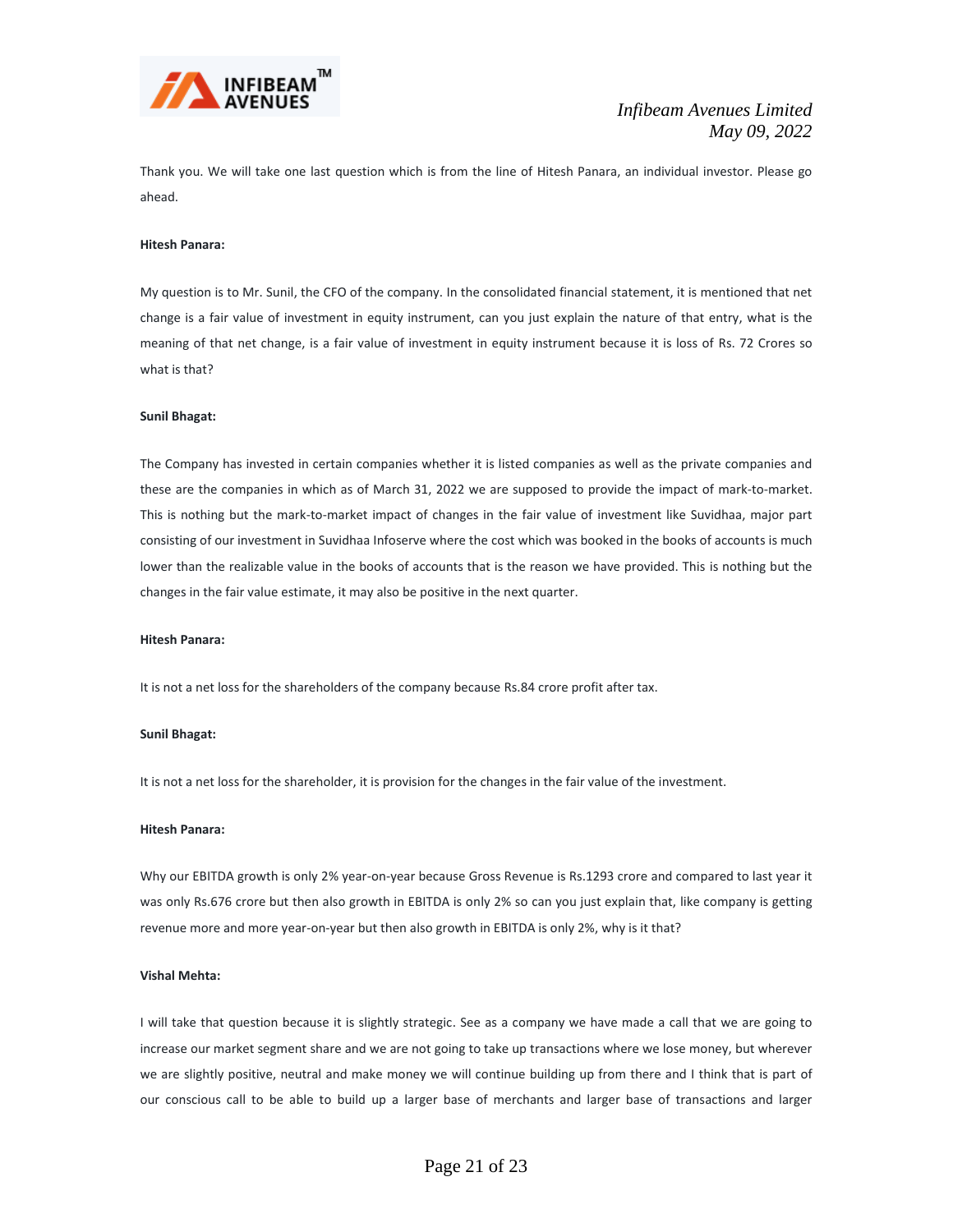Thank you. We will take one last question which is from the line of Hitesh Panara, an individual investor. Please go ahead.

**Hitesh Panara:**

My question is to Mr. Sunil, the CFO of the company. In the consolidated financial statement, it is mentioned that net change is a fair value of investment in equity instrument, can you just explain the nature of that entry, what is the meaning of that net change, is a fair value of investment in equity instrument because it is loss of Rs. 72 Crores so what is that?

**Sunil Bhagat:**

The Company has invested in certain companies whether it is listed companies as well as the private companies and these are the companies in which as of March 31, 2022 we are supposed to provide the impact of mark-to-market. This is nothing but the mark-to-market impact of changes in the fair value of investment like Suvidhaa, major part consisting of our investment in Suvidhaa Infoserve where the cost which was booked in the books of accounts is much lower than the realizable value in the books of accounts that is the reason we have provided. This is nothing but the changes in the fair value estimate, it may also be positive in the next quarter.

**Hitesh Panara:**

It is not a net loss for the shareholders of the company because Rs.84 crore profit after tax.

**Sunil Bhagat:**

It is not a net loss for the shareholder, it is provision for the changes in the fair value of the investment.

**Hitesh Panara:**

Why our EBITDA growth is only 2% year-on-year because Gross Revenue is Rs.1293 crore and compared to last year it was only Rs.676 crore but then also growth in EBITDA is only 2% so can you just explain that, like company is getting revenue more and more year-on-year but then also growth in EBITDA is only 2%, why is it that?

**Vishal Mehta:**

I will take that question because it is slightly strategic. See as a company we have made a call that we are going to increase our market segment share and we are not going to take up transactions where we lose money, but wherever we are slightly positive, neutral and make money we will continue building up from there and I think that is part of our conscious call to be able to build up a larger base of merchants and larger base of transactions and larger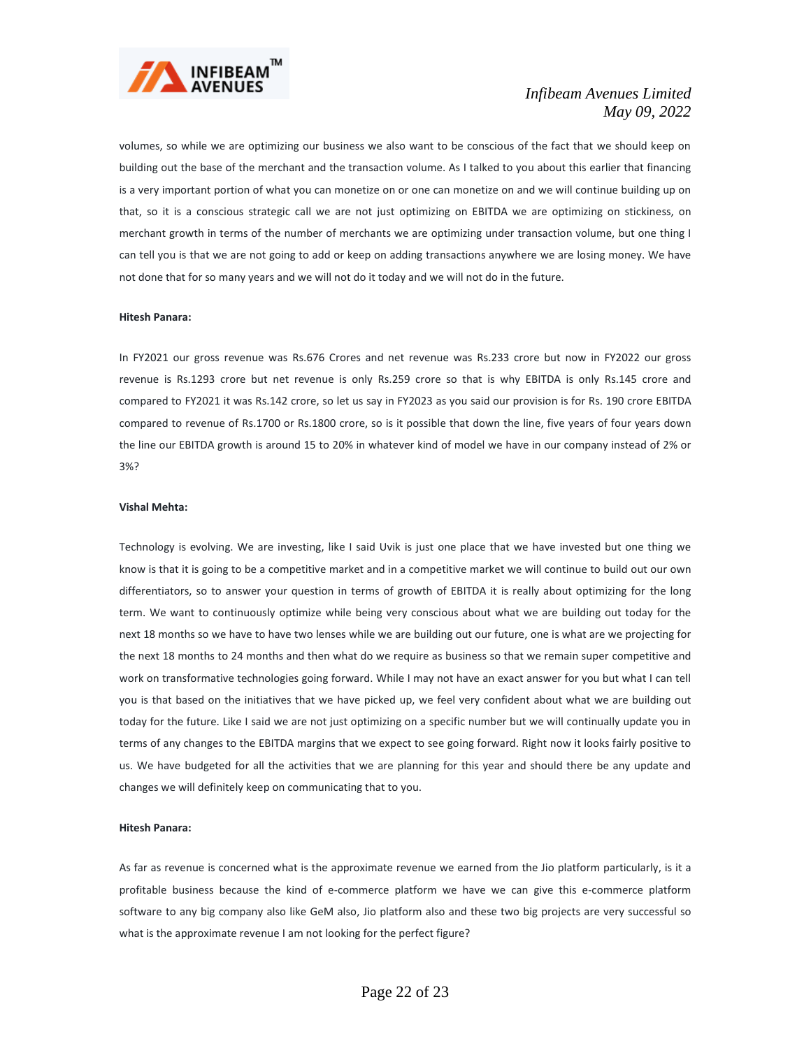volumes, so while we are optimizing our business we also want to be conscious of the fact that we should keep on building out the base of the merchant and the transaction volume. As I talked to you about this earlier that financing is a very important portion of what you can monetize on or one can monetize on and we will continue building up on that, so it is a conscious strategic call we are not just optimizing on EBITDA we are optimizing on stickiness, on merchant growth in terms of the number of merchants we are optimizing under transaction volume, but one thing I can tell you is that we are not going to add or keep on adding transactions anywhere we are losing money. We have not done that for so many years and we will not do it today and we will not do in the future.

**Hitesh Panara:**

In FY2021 our gross revenue was Rs.676 Crores and net revenue was Rs.233 crore but now in FY2022 our gross revenue is Rs.1293 crore but net revenue is only Rs.259 crore so that is why EBITDA is only Rs.145 crore and compared to FY2021 it was Rs.142 crore, so let us say in FY2023 as you said our provision is for Rs. 190 crore EBITDA compared to revenue of Rs.1700 or Rs.1800 crore, so is it possible that down the line, five years of four years down the line our EBITDA growth is around 15 to 20% in whatever kind of model we have in our company instead of 2% or 3%?

**Vishal Mehta:**

Technology is evolving. We are investing, like I said Uvik is just one place that we have invested but one thing we know is that it is going to be a competitive market and in a competitive market we will continue to build out our own differentiators, so to answer your question in terms of growth of EBITDA it is really about optimizing for the long term. We want to continuously optimize while being very conscious about what we are building out today for the next 18 months so we have to have two lenses while we are building out our future, one is what are we projecting for the next 18 months to 24 months and then what do we require as business so that we remain super competitive and work on transformative technologies going forward. While I may not have an exact answer for you but what I can tell you is that based on the initiatives that we have picked up, we feel very confident about what we are building out today for the future. Like I said we are not just optimizing on a specific number but we will continually update you in terms of any changes to the EBITDA margins that we expect to see going forward. Right now it looks fairly positive to us. We have budgeted for all the activities that we are planning for this year and should there be any update and changes we will definitely keep on communicating that to you.

**Hitesh Panara:**

As far as revenue is concerned what is the approximate revenue we earned from the Jio platform particularly, is it a profitable business because the kind of e-commerce platform we have we can give this e-commerce platform software to any big company also like GeM also, Jio platform also and these two big projects are very successful so what is the approximate revenue I am not looking for the perfect figure?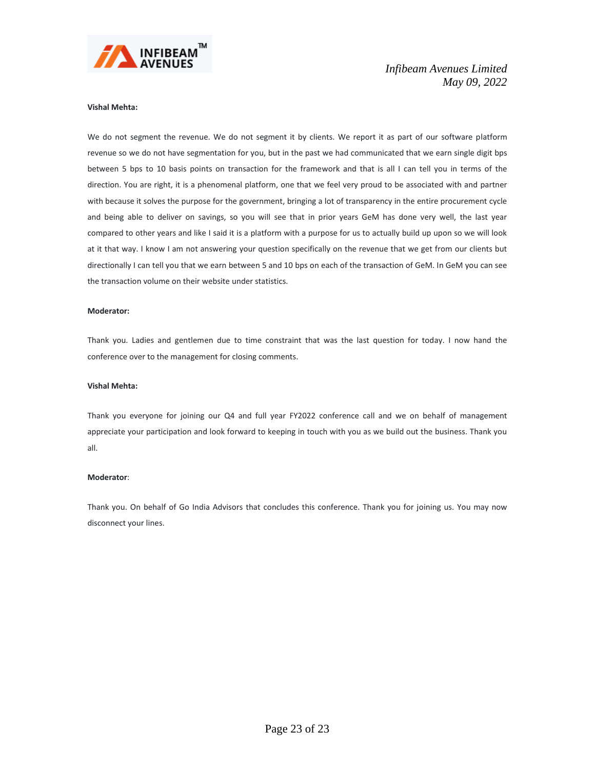**Vishal Mehta:**

We do not segment the revenue. We do not segment it by clients. We report it as part of our software platform revenue so we do not have segmentation for you, but in the past we had communicated that we earn single digit bps between 5 bps to 10 basis points on transaction for the framework and that is all I can tell you in terms of the direction. You are right, it is a phenomenal platform, one that we feel very proud to be associated with and partner with because it solves the purpose for the government, bringing a lot of transparency in the entire procurement cycle and being able to deliver on savings, so you will see that in prior years GeM has done very well, the last year compared to other years and like I said it is a platform with a purpose for us to actually build up upon so we will look at it that way. I know I am not answering your question specifically on the revenue that we get from our clients but directionally I can tell you that we earn between 5 and 10 bps on each of the transaction of GeM. In GeM you can see the transaction volume on their website under statistics.

**Moderator:**

Thank you. Ladies and gentlemen due to time constraint that was the last question for today. I now hand the conference over to the management for closing comments.

**Vishal Mehta:**

Thank you everyone for joining our Q4 and full year FY2022 conference call and we on behalf of management appreciate your participation and look forward to keeping in touch with you as we build out the business. Thank you all.

**Moderator**:

Thank you. On behalf of Go India Advisors that concludes this conference. Thank you for joining us. You may now disconnect your lines.